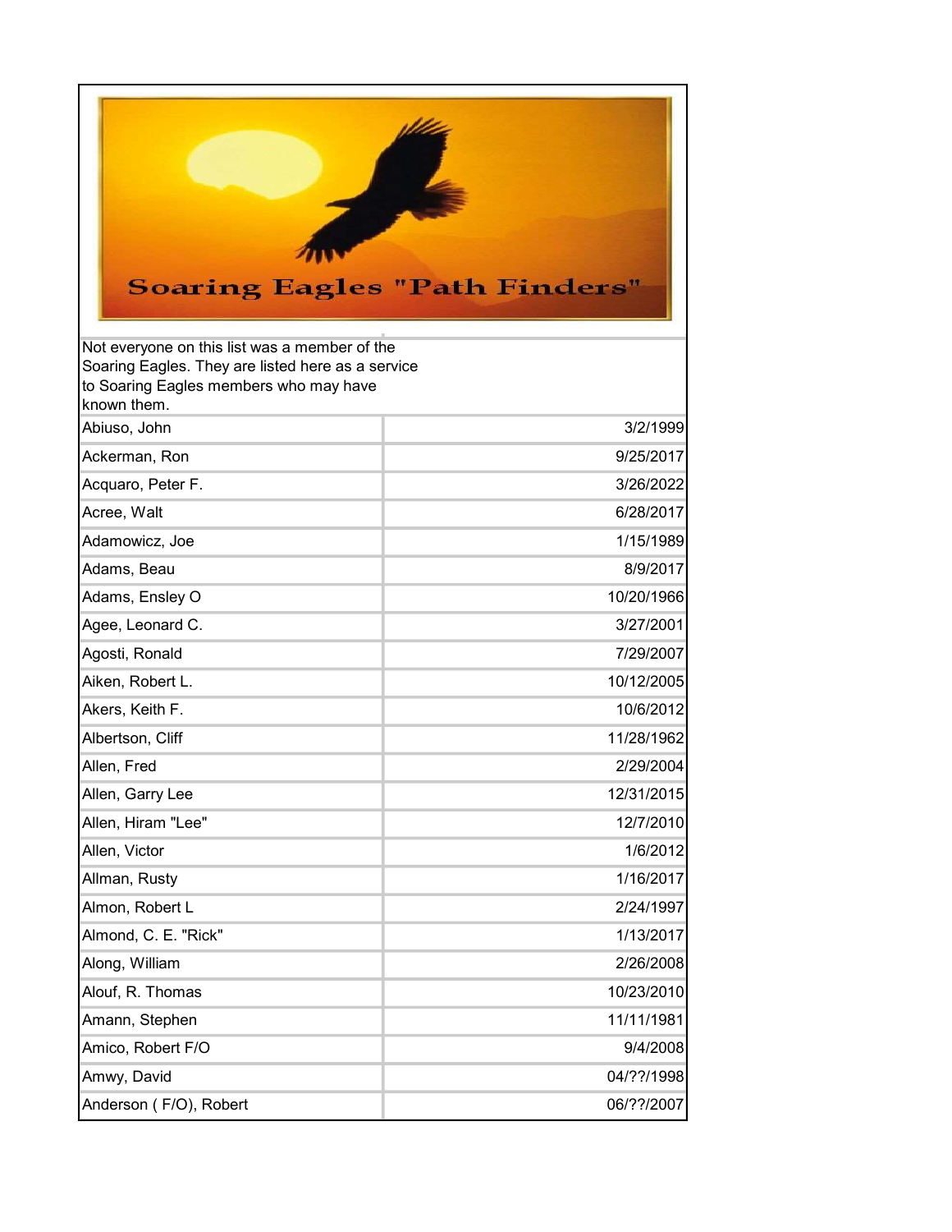# Soaring Eagles "Path Finders"

Not everyone on this list was a member of the Soaring Eagles. They are listed here as a service to Soaring Eagles members who may have known them.

| Name | Date |
|---|---|
| Abiuso, John | 3/2/1999 |
| Ackerman, Ron | 9/25/2017 |
| Acquaro, Peter F. | 3/26/2022 |
| Acree, Walt | 6/28/2017 |
| Adamowicz, Joe | 1/15/1989 |
| Adams, Beau | 8/9/2017 |
| Adams, Ensley O | 10/20/1966 |
| Agee, Leonard C. | 3/27/2001 |
| Agosti, Ronald | 7/29/2007 |
| Aiken, Robert L. | 10/12/2005 |
| Akers, Keith F. | 10/6/2012 |
| Albertson, Cliff | 11/28/1962 |
| Allen, Fred | 2/29/2004 |
| Allen, Garry Lee | 12/31/2015 |
| Allen, Hiram "Lee" | 12/7/2010 |
| Allen, Victor | 1/6/2012 |
| Allman, Rusty | 1/16/2017 |
| Almon, Robert L | 2/24/1997 |
| Almond, C. E. "Rick" | 1/13/2017 |
| Along, William | 2/26/2008 |
| Alouf, R. Thomas | 10/23/2010 |
| Amann, Stephen | 11/11/1981 |
| Amico, Robert F/O | 9/4/2008 |
| Amwy, David | 04/??/1998 |
| Anderson ( F/O), Robert | 06/??/2007 |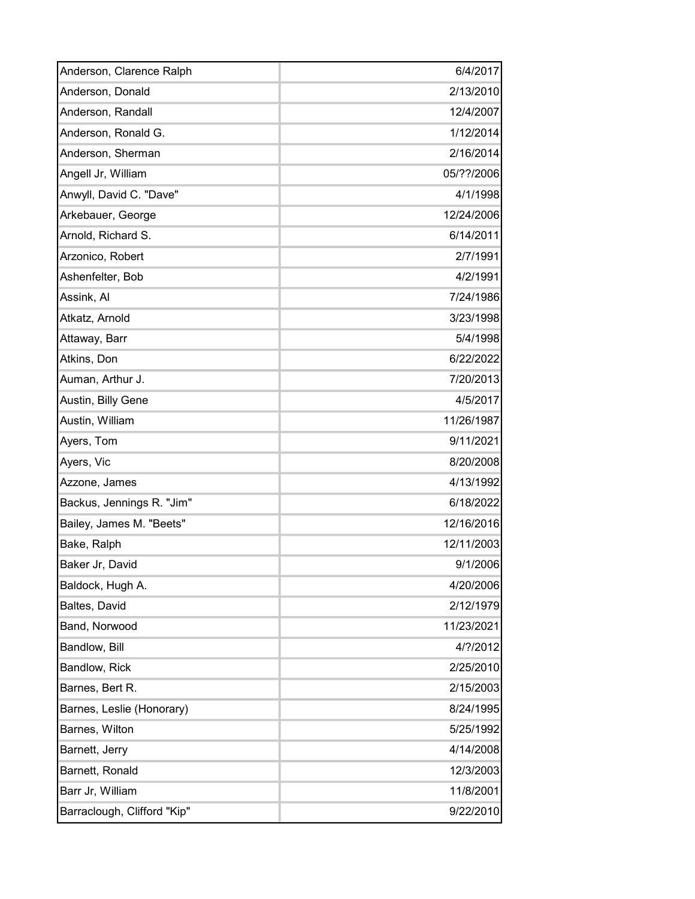| | |
|---|---|
| Anderson, Clarence Ralph | 6/4/2017 |
| Anderson, Donald | 2/13/2010 |
| Anderson, Randall | 12/4/2007 |
| Anderson, Ronald G. | 1/12/2014 |
| Anderson, Sherman | 2/16/2014 |
| Angell Jr, William | 05/??/2006 |
| Anwyll, David C. "Dave" | 4/1/1998 |
| Arkebauer, George | 12/24/2006 |
| Arnold, Richard S. | 6/14/2011 |
| Arzonico, Robert | 2/7/1991 |
| Ashenfelter, Bob | 4/2/1991 |
| Assink, Al | 7/24/1986 |
| Atkatz, Arnold | 3/23/1998 |
| Attaway, Barr | 5/4/1998 |
| Atkins, Don | 6/22/2022 |
| Auman, Arthur J. | 7/20/2013 |
| Austin, Billy Gene | 4/5/2017 |
| Austin, William | 11/26/1987 |
| Ayers, Tom | 9/11/2021 |
| Ayers, Vic | 8/20/2008 |
| Azzone, James | 4/13/1992 |
| Backus, Jennings R. "Jim" | 6/18/2022 |
| Bailey, James M. "Beets" | 12/16/2016 |
| Bake, Ralph | 12/11/2003 |
| Baker Jr, David | 9/1/2006 |
| Baldock, Hugh A. | 4/20/2006 |
| Baltes, David | 2/12/1979 |
| Band, Norwood | 11/23/2021 |
| Bandlow, Bill | 4/?/2012 |
| Bandlow, Rick | 2/25/2010 |
| Barnes, Bert R. | 2/15/2003 |
| Barnes, Leslie (Honorary) | 8/24/1995 |
| Barnes, Wilton | 5/25/1992 |
| Barnett, Jerry | 4/14/2008 |
| Barnett, Ronald | 12/3/2003 |
| Barr Jr, William | 11/8/2001 |
| Barraclough, Clifford "Kip" | 9/22/2010 |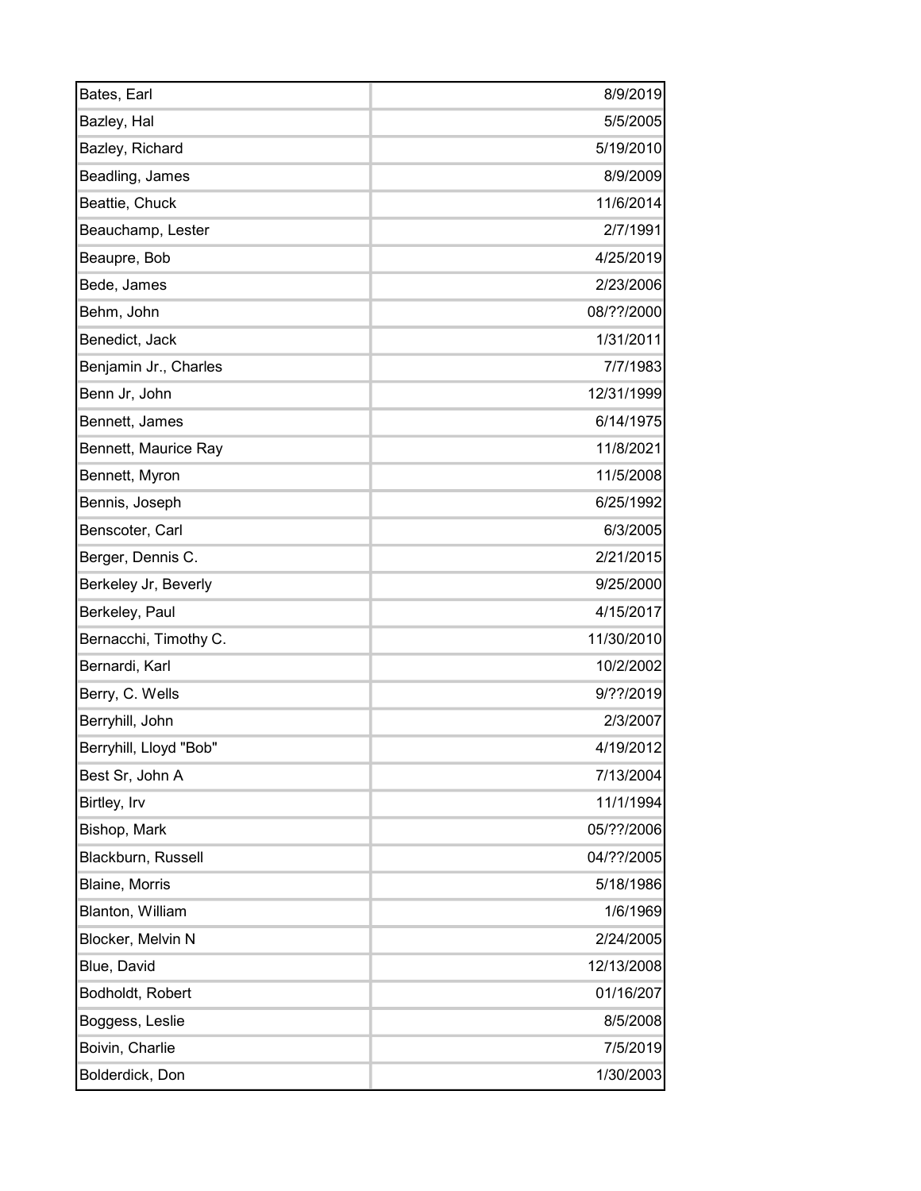| | |
|---|---|
| Bates, Earl | 8/9/2019 |
| Bazley, Hal | 5/5/2005 |
| Bazley, Richard | 5/19/2010 |
| Beadling, James | 8/9/2009 |
| Beattie, Chuck | 11/6/2014 |
| Beauchamp, Lester | 2/7/1991 |
| Beaupre, Bob | 4/25/2019 |
| Bede, James | 2/23/2006 |
| Behm, John | 08/??/2000 |
| Benedict, Jack | 1/31/2011 |
| Benjamin Jr., Charles | 7/7/1983 |
| Benn Jr, John | 12/31/1999 |
| Bennett, James | 6/14/1975 |
| Bennett, Maurice Ray | 11/8/2021 |
| Bennett, Myron | 11/5/2008 |
| Bennis, Joseph | 6/25/1992 |
| Benscoter, Carl | 6/3/2005 |
| Berger, Dennis C. | 2/21/2015 |
| Berkeley Jr, Beverly | 9/25/2000 |
| Berkeley, Paul | 4/15/2017 |
| Bernacchi, Timothy C. | 11/30/2010 |
| Bernardi, Karl | 10/2/2002 |
| Berry, C. Wells | 9/??/2019 |
| Berryhill, John | 2/3/2007 |
| Berryhill, Lloyd "Bob" | 4/19/2012 |
| Best Sr, John A | 7/13/2004 |
| Birtley, Irv | 11/1/1994 |
| Bishop, Mark | 05/??/2006 |
| Blackburn, Russell | 04/??/2005 |
| Blaine, Morris | 5/18/1986 |
| Blanton, William | 1/6/1969 |
| Blocker, Melvin N | 2/24/2005 |
| Blue, David | 12/13/2008 |
| Bodholdt, Robert | 01/16/207 |
| Boggess, Leslie | 8/5/2008 |
| Boivin, Charlie | 7/5/2019 |
| Bolderdick, Don | 1/30/2003 |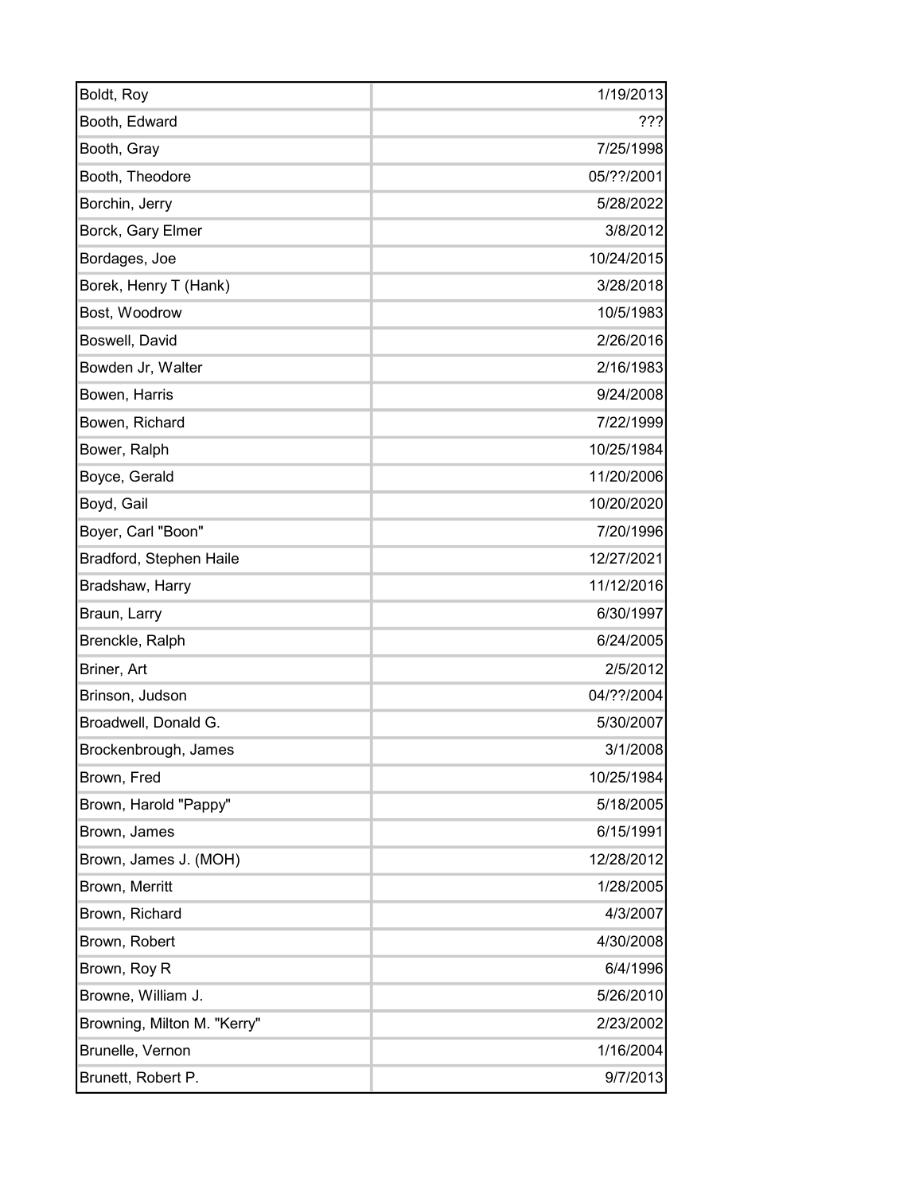| | |
|---|---|
| Boldt, Roy | 1/19/2013 |
| Booth, Edward | ??? |
| Booth, Gray | 7/25/1998 |
| Booth, Theodore | 05/??/2001 |
| Borchin, Jerry | 5/28/2022 |
| Borck, Gary Elmer | 3/8/2012 |
| Bordages, Joe | 10/24/2015 |
| Borek, Henry T (Hank) | 3/28/2018 |
| Bost, Woodrow | 10/5/1983 |
| Boswell, David | 2/26/2016 |
| Bowden Jr, Walter | 2/16/1983 |
| Bowen, Harris | 9/24/2008 |
| Bowen, Richard | 7/22/1999 |
| Bower, Ralph | 10/25/1984 |
| Boyce, Gerald | 11/20/2006 |
| Boyd, Gail | 10/20/2020 |
| Boyer, Carl "Boon" | 7/20/1996 |
| Bradford, Stephen Haile | 12/27/2021 |
| Bradshaw, Harry | 11/12/2016 |
| Braun, Larry | 6/30/1997 |
| Brenckle, Ralph | 6/24/2005 |
| Briner, Art | 2/5/2012 |
| Brinson, Judson | 04/??/2004 |
| Broadwell, Donald G. | 5/30/2007 |
| Brockenbrough, James | 3/1/2008 |
| Brown, Fred | 10/25/1984 |
| Brown, Harold "Pappy" | 5/18/2005 |
| Brown, James | 6/15/1991 |
| Brown, James J. (MOH) | 12/28/2012 |
| Brown, Merritt | 1/28/2005 |
| Brown, Richard | 4/3/2007 |
| Brown, Robert | 4/30/2008 |
| Brown, Roy R | 6/4/1996 |
| Browne, William J. | 5/26/2010 |
| Browning, Milton M. "Kerry" | 2/23/2002 |
| Brunelle, Vernon | 1/16/2004 |
| Brunett, Robert P. | 9/7/2013 |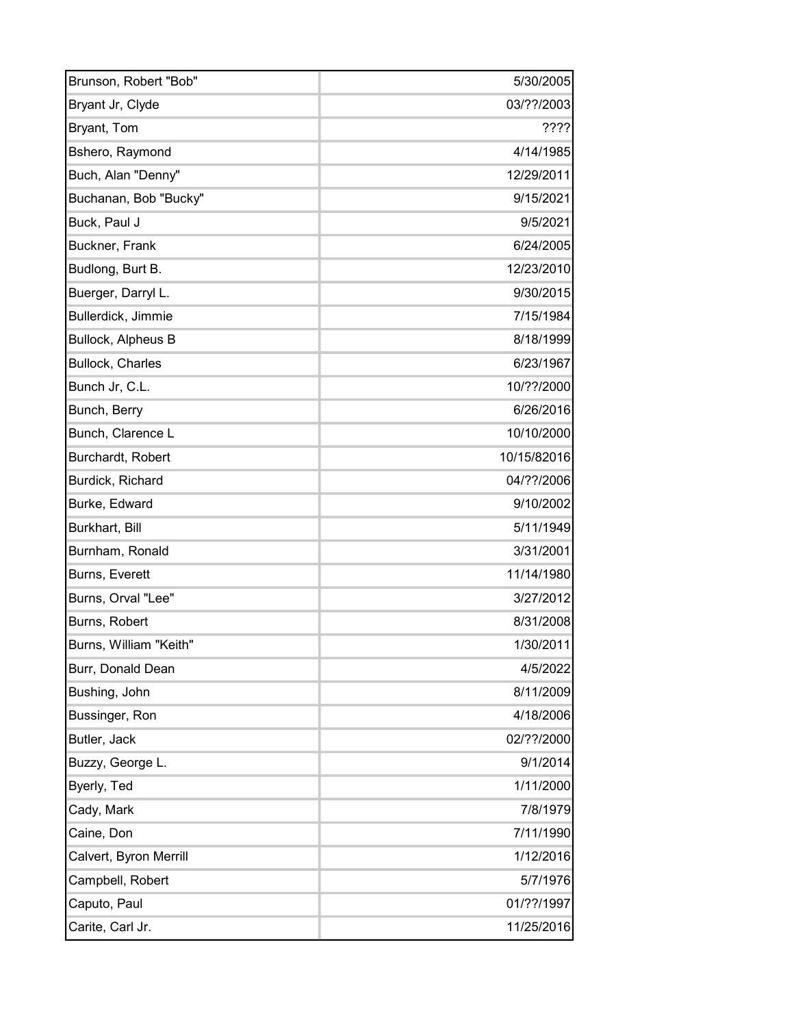| | |
|---|---|
| Brunson, Robert "Bob" | 5/30/2005 |
| Bryant Jr, Clyde | 03/??/2003 |
| Bryant, Tom | ???? |
| Bshero, Raymond | 4/14/1985 |
| Buch, Alan "Denny" | 12/29/2011 |
| Buchanan, Bob "Bucky" | 9/15/2021 |
| Buck, Paul J | 9/5/2021 |
| Buckner, Frank | 6/24/2005 |
| Budlong, Burt B. | 12/23/2010 |
| Buerger, Darryl L. | 9/30/2015 |
| Bullerdick, Jimmie | 7/15/1984 |
| Bullock, Alpheus B | 8/18/1999 |
| Bullock, Charles | 6/23/1967 |
| Bunch Jr, C.L. | 10/??/2000 |
| Bunch, Berry | 6/26/2016 |
| Bunch, Clarence L | 10/10/2000 |
| Burchardt, Robert | 10/15/82016 |
| Burdick, Richard | 04/??/2006 |
| Burke, Edward | 9/10/2002 |
| Burkhart, Bill | 5/11/1949 |
| Burnham, Ronald | 3/31/2001 |
| Burns, Everett | 11/14/1980 |
| Burns, Orval "Lee" | 3/27/2012 |
| Burns, Robert | 8/31/2008 |
| Burns, William "Keith" | 1/30/2011 |
| Burr, Donald Dean | 4/5/2022 |
| Bushing, John | 8/11/2009 |
| Bussinger, Ron | 4/18/2006 |
| Butler, Jack | 02/??/2000 |
| Buzzy, George L. | 9/1/2014 |
| Byerly, Ted | 1/11/2000 |
| Cady, Mark | 7/8/1979 |
| Caine, Don | 7/11/1990 |
| Calvert, Byron Merrill | 1/12/2016 |
| Campbell, Robert | 5/7/1976 |
| Caputo, Paul | 01/??/1997 |
| Carite, Carl Jr. | 11/25/2016 |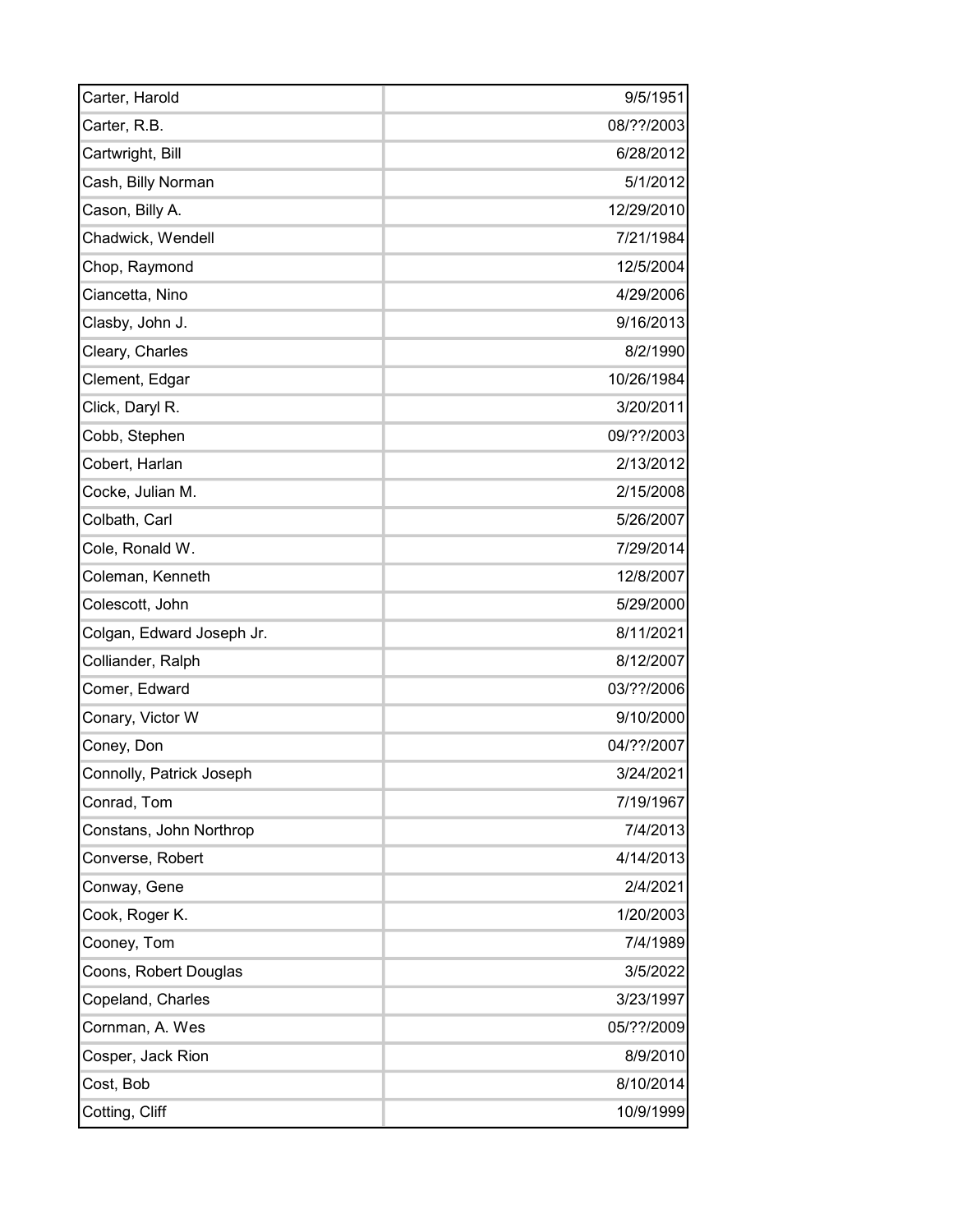| Carter, Harold | 9/5/1951 |
|---|---|
| Carter, R.B. | 08/??/2003 |
| Cartwright, Bill | 6/28/2012 |
| Cash, Billy Norman | 5/1/2012 |
| Cason, Billy A. | 12/29/2010 |
| Chadwick, Wendell | 7/21/1984 |
| Chop, Raymond | 12/5/2004 |
| Ciancetta, Nino | 4/29/2006 |
| Clasby, John J. | 9/16/2013 |
| Cleary, Charles | 8/2/1990 |
| Clement, Edgar | 10/26/1984 |
| Click, Daryl R. | 3/20/2011 |
| Cobb, Stephen | 09/??/2003 |
| Cobert, Harlan | 2/13/2012 |
| Cocke, Julian M. | 2/15/2008 |
| Colbath, Carl | 5/26/2007 |
| Cole, Ronald W. | 7/29/2014 |
| Coleman, Kenneth | 12/8/2007 |
| Colescott, John | 5/29/2000 |
| Colgan, Edward Joseph Jr. | 8/11/2021 |
| Colliander, Ralph | 8/12/2007 |
| Comer, Edward | 03/??/2006 |
| Conary, Victor W | 9/10/2000 |
| Coney, Don | 04/??/2007 |
| Connolly, Patrick Joseph | 3/24/2021 |
| Conrad, Tom | 7/19/1967 |
| Constans, John Northrop | 7/4/2013 |
| Converse, Robert | 4/14/2013 |
| Conway, Gene | 2/4/2021 |
| Cook, Roger K. | 1/20/2003 |
| Cooney, Tom | 7/4/1989 |
| Coons, Robert Douglas | 3/5/2022 |
| Copeland, Charles | 3/23/1997 |
| Cornman, A. Wes | 05/??/2009 |
| Cosper, Jack Rion | 8/9/2010 |
| Cost, Bob | 8/10/2014 |
| Cotting, Cliff | 10/9/1999 |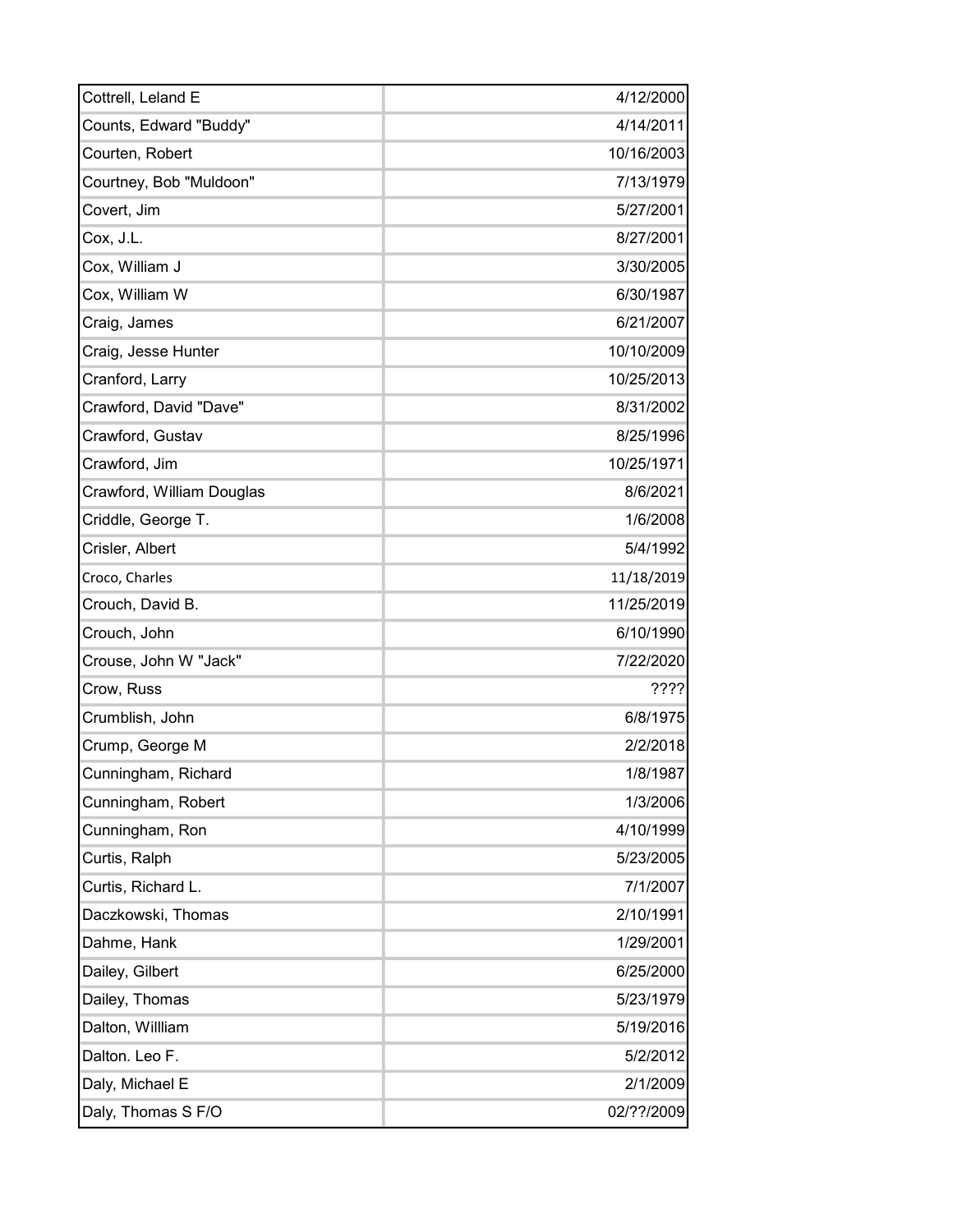| | |
|---|---|
| Cottrell, Leland E | 4/12/2000 |
| Counts, Edward "Buddy" | 4/14/2011 |
| Courten, Robert | 10/16/2003 |
| Courtney, Bob "Muldoon" | 7/13/1979 |
| Covert, Jim | 5/27/2001 |
| Cox, J.L. | 8/27/2001 |
| Cox, William J | 3/30/2005 |
| Cox, William W | 6/30/1987 |
| Craig, James | 6/21/2007 |
| Craig, Jesse Hunter | 10/10/2009 |
| Cranford, Larry | 10/25/2013 |
| Crawford, David "Dave" | 8/31/2002 |
| Crawford, Gustav | 8/25/1996 |
| Crawford, Jim | 10/25/1971 |
| Crawford, William Douglas | 8/6/2021 |
| Criddle, George T. | 1/6/2008 |
| Crisler, Albert | 5/4/1992 |
| Croco, Charles | 11/18/2019 |
| Crouch, David B. | 11/25/2019 |
| Crouch, John | 6/10/1990 |
| Crouse, John W "Jack" | 7/22/2020 |
| Crow, Russ | ???? |
| Crumblish, John | 6/8/1975 |
| Crump, George M | 2/2/2018 |
| Cunningham, Richard | 1/8/1987 |
| Cunningham, Robert | 1/3/2006 |
| Cunningham, Ron | 4/10/1999 |
| Curtis, Ralph | 5/23/2005 |
| Curtis, Richard L. | 7/1/2007 |
| Daczkowski, Thomas | 2/10/1991 |
| Dahme, Hank | 1/29/2001 |
| Dailey, Gilbert | 6/25/2000 |
| Dailey, Thomas | 5/23/1979 |
| Dalton, Willliam | 5/19/2016 |
| Dalton. Leo F. | 5/2/2012 |
| Daly, Michael E | 2/1/2009 |
| Daly, Thomas S F/O | 02/??/2009 |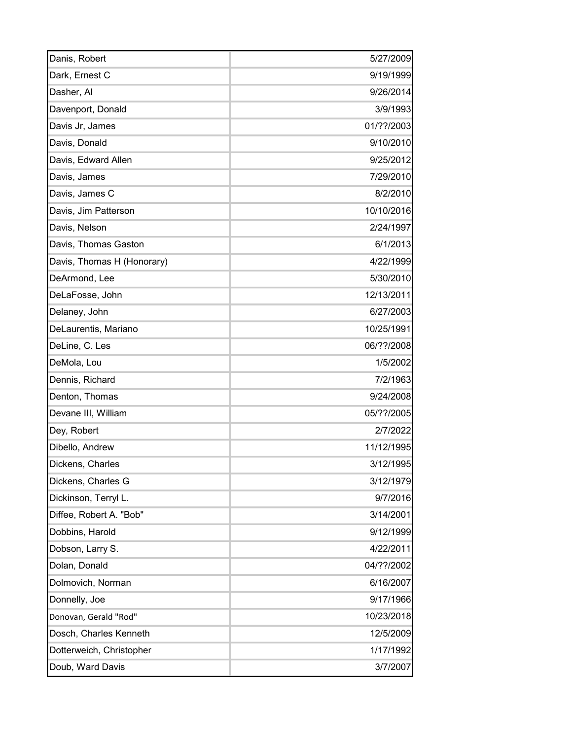| | |
|---|---|
| Danis, Robert | 5/27/2009 |
| Dark, Ernest C | 9/19/1999 |
| Dasher, Al | 9/26/2014 |
| Davenport, Donald | 3/9/1993 |
| Davis Jr, James | 01/??/2003 |
| Davis, Donald | 9/10/2010 |
| Davis, Edward Allen | 9/25/2012 |
| Davis, James | 7/29/2010 |
| Davis, James C | 8/2/2010 |
| Davis, Jim Patterson | 10/10/2016 |
| Davis, Nelson | 2/24/1997 |
| Davis, Thomas Gaston | 6/1/2013 |
| Davis, Thomas H (Honorary) | 4/22/1999 |
| DeArmond, Lee | 5/30/2010 |
| DeLaFosse, John | 12/13/2011 |
| Delaney, John | 6/27/2003 |
| DeLaurentis, Mariano | 10/25/1991 |
| DeLine, C. Les | 06/??/2008 |
| DeMola, Lou | 1/5/2002 |
| Dennis, Richard | 7/2/1963 |
| Denton, Thomas | 9/24/2008 |
| Devane III, William | 05/??/2005 |
| Dey, Robert | 2/7/2022 |
| Dibello, Andrew | 11/12/1995 |
| Dickens, Charles | 3/12/1995 |
| Dickens, Charles G | 3/12/1979 |
| Dickinson, Terryl L. | 9/7/2016 |
| Diffee, Robert A. "Bob" | 3/14/2001 |
| Dobbins, Harold | 9/12/1999 |
| Dobson, Larry S. | 4/22/2011 |
| Dolan, Donald | 04/??/2002 |
| Dolmovich, Norman | 6/16/2007 |
| Donnelly, Joe | 9/17/1966 |
| Donovan, Gerald "Rod" | 10/23/2018 |
| Dosch, Charles Kenneth | 12/5/2009 |
| Dotterweich, Christopher | 1/17/1992 |
| Doub, Ward Davis | 3/7/2007 |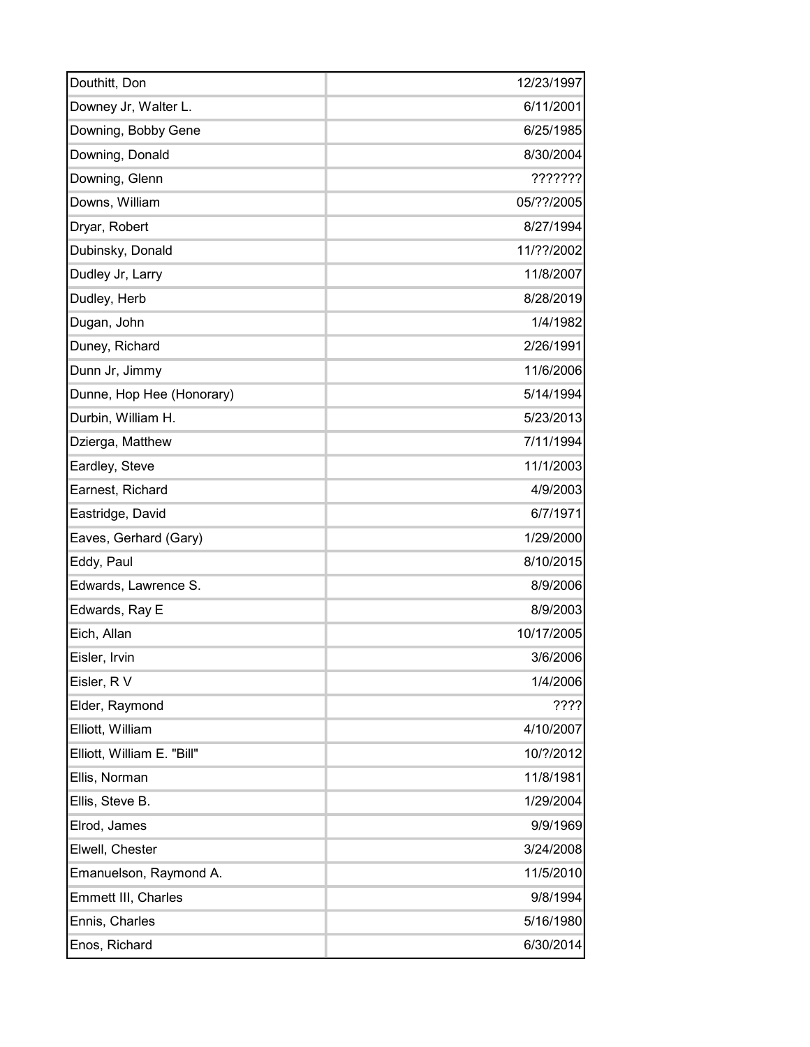| | |
|---|---|
| Douthitt, Don | 12/23/1997 |
| Downey Jr, Walter L. | 6/11/2001 |
| Downing, Bobby Gene | 6/25/1985 |
| Downing, Donald | 8/30/2004 |
| Downing, Glenn | ??????? |
| Downs, William | 05/??/2005 |
| Dryar, Robert | 8/27/1994 |
| Dubinsky, Donald | 11/??/2002 |
| Dudley Jr, Larry | 11/8/2007 |
| Dudley, Herb | 8/28/2019 |
| Dugan, John | 1/4/1982 |
| Duney, Richard | 2/26/1991 |
| Dunn Jr, Jimmy | 11/6/2006 |
| Dunne, Hop Hee (Honorary) | 5/14/1994 |
| Durbin, William H. | 5/23/2013 |
| Dzierga, Matthew | 7/11/1994 |
| Eardley, Steve | 11/1/2003 |
| Earnest, Richard | 4/9/2003 |
| Eastridge, David | 6/7/1971 |
| Eaves, Gerhard (Gary) | 1/29/2000 |
| Eddy, Paul | 8/10/2015 |
| Edwards, Lawrence S. | 8/9/2006 |
| Edwards, Ray E | 8/9/2003 |
| Eich, Allan | 10/17/2005 |
| Eisler, Irvin | 3/6/2006 |
| Eisler, R V | 1/4/2006 |
| Elder, Raymond | ???? |
| Elliott, William | 4/10/2007 |
| Elliott, William E. "Bill" | 10/?/2012 |
| Ellis, Norman | 11/8/1981 |
| Ellis, Steve B. | 1/29/2004 |
| Elrod, James | 9/9/1969 |
| Elwell, Chester | 3/24/2008 |
| Emanuelson, Raymond A. | 11/5/2010 |
| Emmett III, Charles | 9/8/1994 |
| Ennis, Charles | 5/16/1980 |
| Enos, Richard | 6/30/2014 |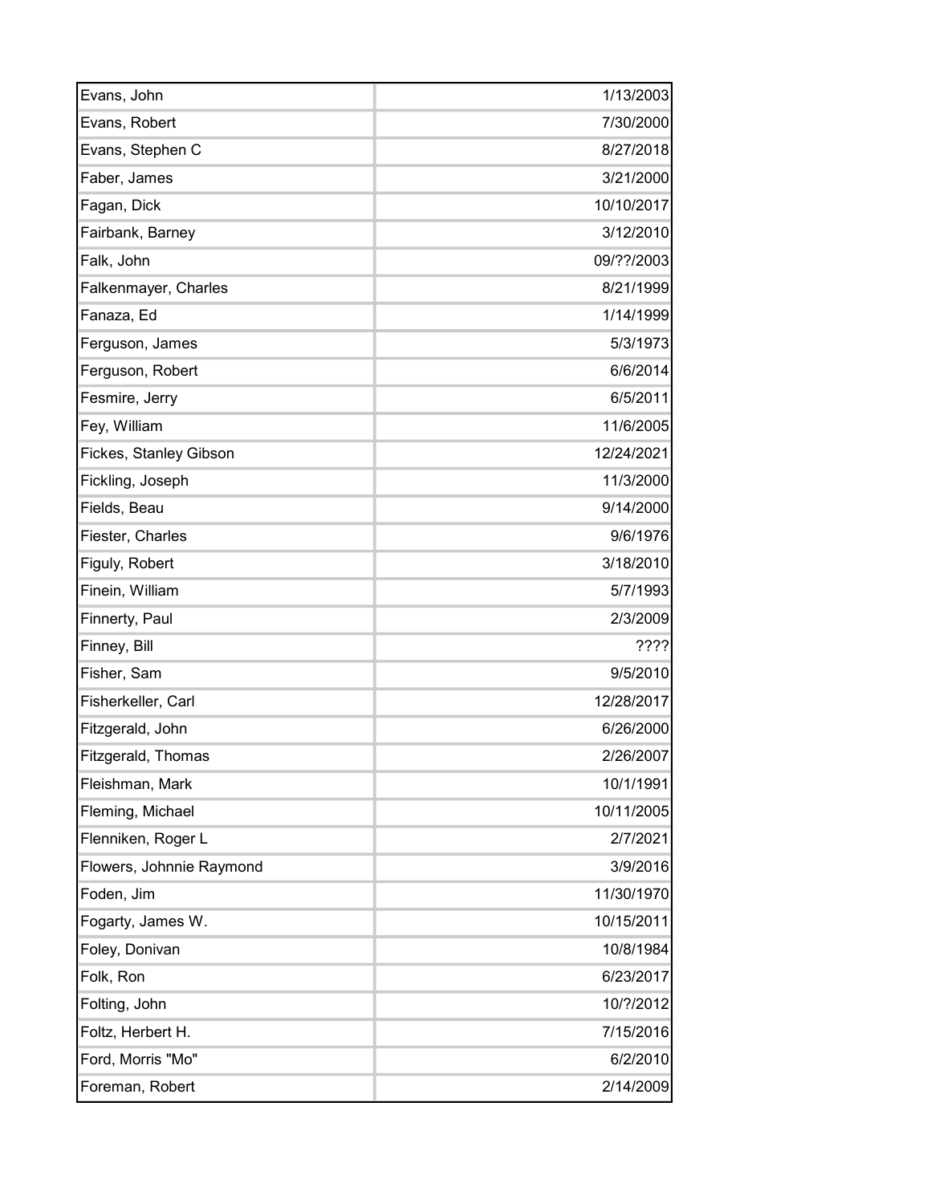| | |
|---|---|
| Evans, John | 1/13/2003 |
| Evans, Robert | 7/30/2000 |
| Evans, Stephen C | 8/27/2018 |
| Faber, James | 3/21/2000 |
| Fagan, Dick | 10/10/2017 |
| Fairbank, Barney | 3/12/2010 |
| Falk, John | 09/??/2003 |
| Falkenmayer, Charles | 8/21/1999 |
| Fanaza, Ed | 1/14/1999 |
| Ferguson, James | 5/3/1973 |
| Ferguson, Robert | 6/6/2014 |
| Fesmire, Jerry | 6/5/2011 |
| Fey, William | 11/6/2005 |
| Fickes, Stanley Gibson | 12/24/2021 |
| Fickling, Joseph | 11/3/2000 |
| Fields, Beau | 9/14/2000 |
| Fiester, Charles | 9/6/1976 |
| Figuly, Robert | 3/18/2010 |
| Finein, William | 5/7/1993 |
| Finnerty, Paul | 2/3/2009 |
| Finney, Bill | ???? |
| Fisher, Sam | 9/5/2010 |
| Fisherkeller, Carl | 12/28/2017 |
| Fitzgerald, John | 6/26/2000 |
| Fitzgerald, Thomas | 2/26/2007 |
| Fleishman, Mark | 10/1/1991 |
| Fleming, Michael | 10/11/2005 |
| Flenniken, Roger L | 2/7/2021 |
| Flowers, Johnnie Raymond | 3/9/2016 |
| Foden, Jim | 11/30/1970 |
| Fogarty, James W. | 10/15/2011 |
| Foley, Donivan | 10/8/1984 |
| Folk, Ron | 6/23/2017 |
| Folting, John | 10/?/2012 |
| Foltz, Herbert H. | 7/15/2016 |
| Ford, Morris "Mo" | 6/2/2010 |
| Foreman, Robert | 2/14/2009 |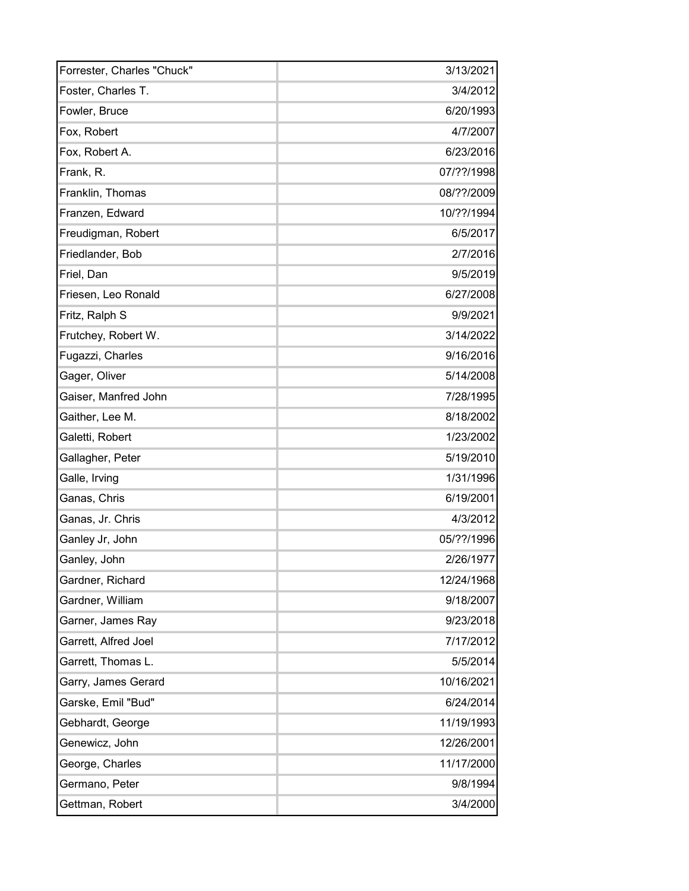| | |
|---|---|
| Forrester, Charles "Chuck" | 3/13/2021 |
| Foster, Charles T. | 3/4/2012 |
| Fowler, Bruce | 6/20/1993 |
| Fox, Robert | 4/7/2007 |
| Fox, Robert A. | 6/23/2016 |
| Frank, R. | 07/??/1998 |
| Franklin, Thomas | 08/??/2009 |
| Franzen, Edward | 10/??/1994 |
| Freudigman, Robert | 6/5/2017 |
| Friedlander, Bob | 2/7/2016 |
| Friel, Dan | 9/5/2019 |
| Friesen, Leo Ronald | 6/27/2008 |
| Fritz, Ralph S | 9/9/2021 |
| Frutchey, Robert W. | 3/14/2022 |
| Fugazzi, Charles | 9/16/2016 |
| Gager, Oliver | 5/14/2008 |
| Gaiser, Manfred John | 7/28/1995 |
| Gaither, Lee M. | 8/18/2002 |
| Galetti, Robert | 1/23/2002 |
| Gallagher, Peter | 5/19/2010 |
| Galle, Irving | 1/31/1996 |
| Ganas, Chris | 6/19/2001 |
| Ganas, Jr. Chris | 4/3/2012 |
| Ganley Jr, John | 05/??/1996 |
| Ganley, John | 2/26/1977 |
| Gardner, Richard | 12/24/1968 |
| Gardner, William | 9/18/2007 |
| Garner, James Ray | 9/23/2018 |
| Garrett, Alfred Joel | 7/17/2012 |
| Garrett, Thomas L. | 5/5/2014 |
| Garry, James Gerard | 10/16/2021 |
| Garske, Emil "Bud" | 6/24/2014 |
| Gebhardt, George | 11/19/1993 |
| Genewicz, John | 12/26/2001 |
| George, Charles | 11/17/2000 |
| Germano, Peter | 9/8/1994 |
| Gettman, Robert | 3/4/2000 |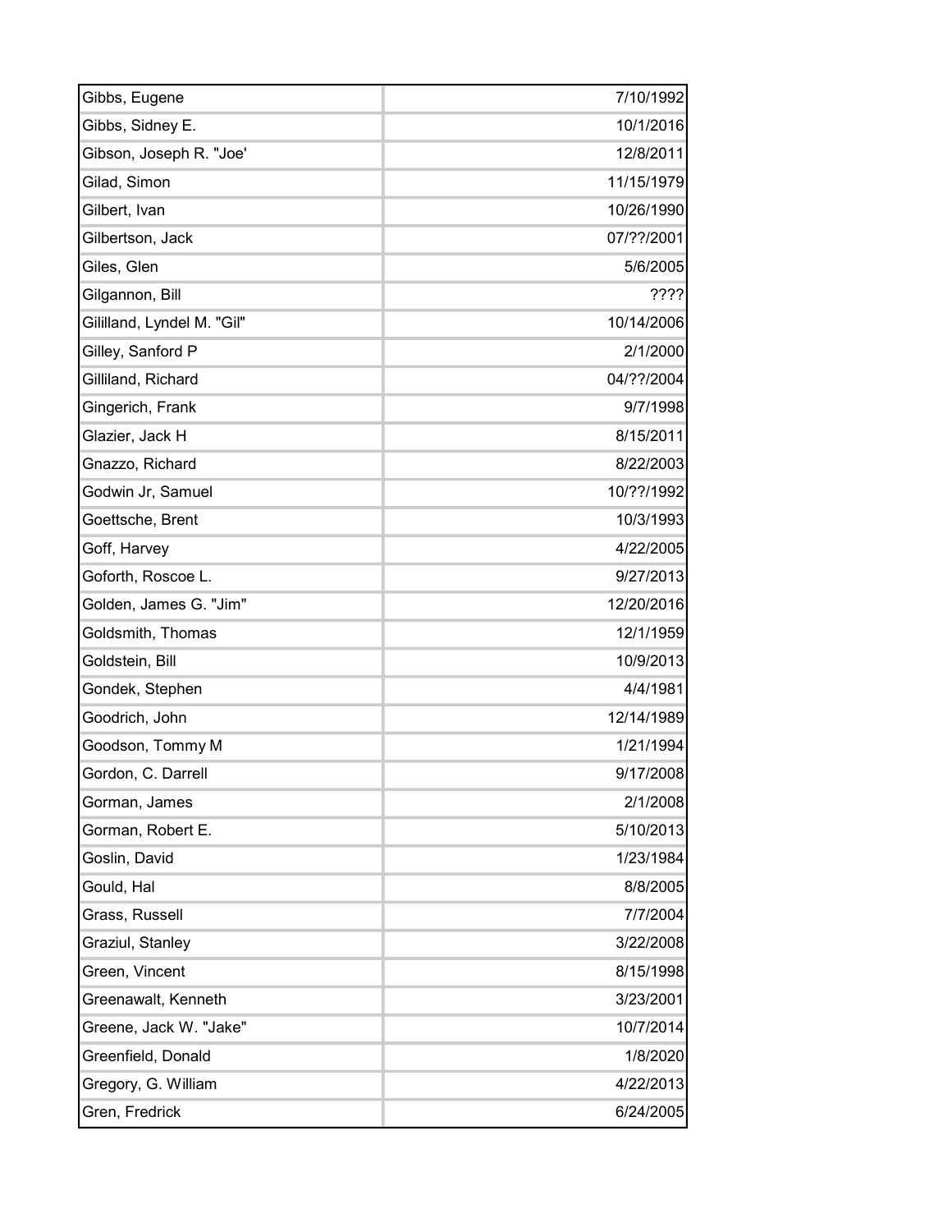| | |
|---|---|
| Gibbs, Eugene | 7/10/1992 |
| Gibbs, Sidney E. | 10/1/2016 |
| Gibson, Joseph R. "Joe' | 12/8/2011 |
| Gilad, Simon | 11/15/1979 |
| Gilbert, Ivan | 10/26/1990 |
| Gilbertson, Jack | 07/??/2001 |
| Giles, Glen | 5/6/2005 |
| Gilgannon, Bill | ???? |
| Gililland, Lyndel M. "Gil" | 10/14/2006 |
| Gilley, Sanford P | 2/1/2000 |
| Gilliland, Richard | 04/??/2004 |
| Gingerich, Frank | 9/7/1998 |
| Glazier, Jack H | 8/15/2011 |
| Gnazzo, Richard | 8/22/2003 |
| Godwin Jr, Samuel | 10/??/1992 |
| Goettsche, Brent | 10/3/1993 |
| Goff, Harvey | 4/22/2005 |
| Goforth, Roscoe L. | 9/27/2013 |
| Golden, James G. "Jim" | 12/20/2016 |
| Goldsmith, Thomas | 12/1/1959 |
| Goldstein, Bill | 10/9/2013 |
| Gondek, Stephen | 4/4/1981 |
| Goodrich, John | 12/14/1989 |
| Goodson, Tommy M | 1/21/1994 |
| Gordon, C. Darrell | 9/17/2008 |
| Gorman, James | 2/1/2008 |
| Gorman, Robert E. | 5/10/2013 |
| Goslin, David | 1/23/1984 |
| Gould, Hal | 8/8/2005 |
| Grass, Russell | 7/7/2004 |
| Graziul, Stanley | 3/22/2008 |
| Green, Vincent | 8/15/1998 |
| Greenawalt, Kenneth | 3/23/2001 |
| Greene, Jack W. "Jake" | 10/7/2014 |
| Greenfield, Donald | 1/8/2020 |
| Gregory, G. William | 4/22/2013 |
| Gren, Fredrick | 6/24/2005 |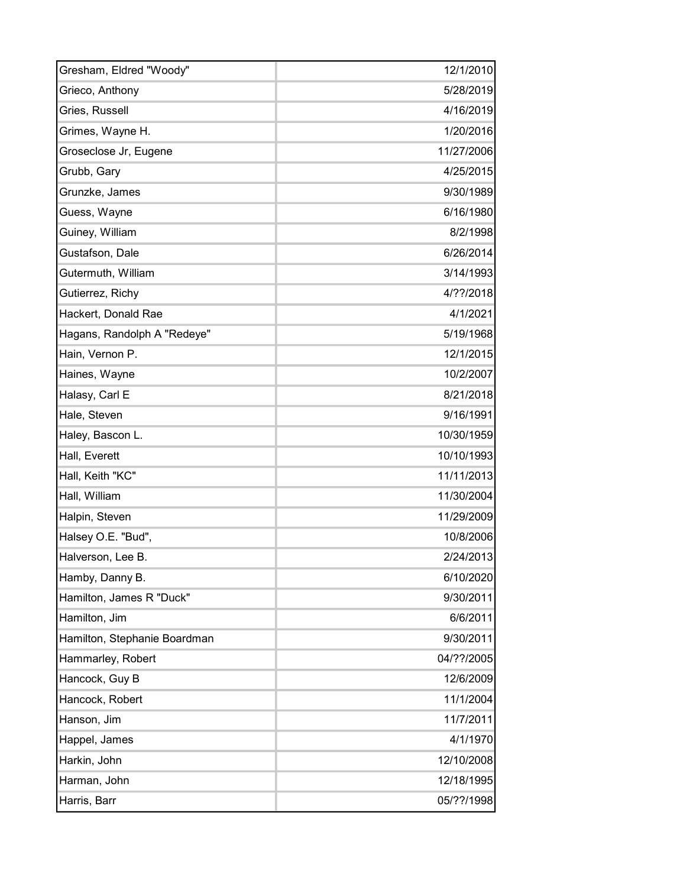| | |
|---|---|
| Gresham, Eldred "Woody" | 12/1/2010 |
| Grieco, Anthony | 5/28/2019 |
| Gries, Russell | 4/16/2019 |
| Grimes, Wayne H. | 1/20/2016 |
| Groseclose Jr, Eugene | 11/27/2006 |
| Grubb, Gary | 4/25/2015 |
| Grunzke, James | 9/30/1989 |
| Guess, Wayne | 6/16/1980 |
| Guiney, William | 8/2/1998 |
| Gustafson, Dale | 6/26/2014 |
| Gutermuth, William | 3/14/1993 |
| Gutierrez, Richy | 4/??/2018 |
| Hackert, Donald Rae | 4/1/2021 |
| Hagans, Randolph A "Redeye" | 5/19/1968 |
| Hain, Vernon P. | 12/1/2015 |
| Haines, Wayne | 10/2/2007 |
| Halasy, Carl E | 8/21/2018 |
| Hale, Steven | 9/16/1991 |
| Haley, Bascon L. | 10/30/1959 |
| Hall, Everett | 10/10/1993 |
| Hall, Keith "KC" | 11/11/2013 |
| Hall, William | 11/30/2004 |
| Halpin, Steven | 11/29/2009 |
| Halsey O.E. "Bud", | 10/8/2006 |
| Halverson, Lee B. | 2/24/2013 |
| Hamby, Danny B. | 6/10/2020 |
| Hamilton, James R "Duck" | 9/30/2011 |
| Hamilton, Jim | 6/6/2011 |
| Hamilton, Stephanie Boardman | 9/30/2011 |
| Hammarley, Robert | 04/??/2005 |
| Hancock, Guy B | 12/6/2009 |
| Hancock, Robert | 11/1/2004 |
| Hanson, Jim | 11/7/2011 |
| Happel, James | 4/1/1970 |
| Harkin, John | 12/10/2008 |
| Harman, John | 12/18/1995 |
| Harris, Barr | 05/??/1998 |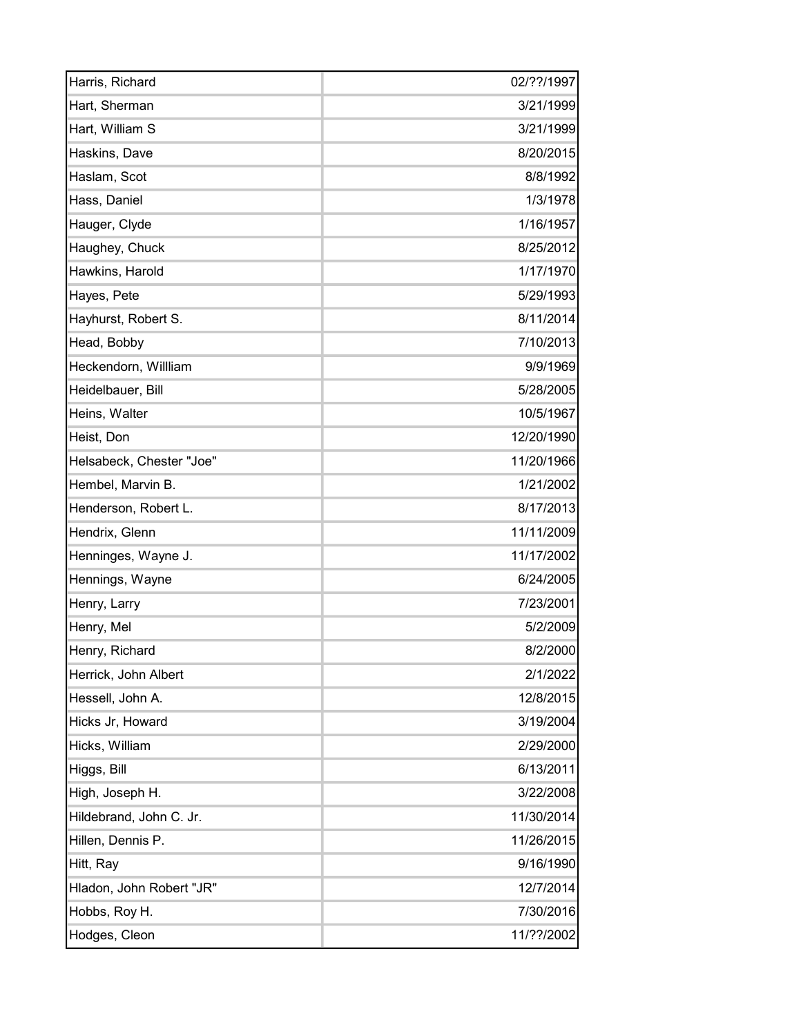| Harris, Richard | 02/??/1997 |
|---|---|
| Hart, Sherman | 3/21/1999 |
| Hart, William S | 3/21/1999 |
| Haskins, Dave | 8/20/2015 |
| Haslam, Scot | 8/8/1992 |
| Hass, Daniel | 1/3/1978 |
| Hauger, Clyde | 1/16/1957 |
| Haughey, Chuck | 8/25/2012 |
| Hawkins, Harold | 1/17/1970 |
| Hayes, Pete | 5/29/1993 |
| Hayhurst, Robert S. | 8/11/2014 |
| Head, Bobby | 7/10/2013 |
| Heckendorn, Willliam | 9/9/1969 |
| Heidelbauer, Bill | 5/28/2005 |
| Heins, Walter | 10/5/1967 |
| Heist, Don | 12/20/1990 |
| Helsabeck, Chester "Joe" | 11/20/1966 |
| Hembel, Marvin B. | 1/21/2002 |
| Henderson, Robert L. | 8/17/2013 |
| Hendrix, Glenn | 11/11/2009 |
| Henninges, Wayne J. | 11/17/2002 |
| Hennings, Wayne | 6/24/2005 |
| Henry, Larry | 7/23/2001 |
| Henry, Mel | 5/2/2009 |
| Henry, Richard | 8/2/2000 |
| Herrick, John Albert | 2/1/2022 |
| Hessell, John A. | 12/8/2015 |
| Hicks Jr, Howard | 3/19/2004 |
| Hicks, William | 2/29/2000 |
| Higgs, Bill | 6/13/2011 |
| High, Joseph H. | 3/22/2008 |
| Hildebrand, John C. Jr. | 11/30/2014 |
| Hillen, Dennis P. | 11/26/2015 |
| Hitt, Ray | 9/16/1990 |
| Hladon, John Robert "JR" | 12/7/2014 |
| Hobbs, Roy H. | 7/30/2016 |
| Hodges, Cleon | 11/??/2002 |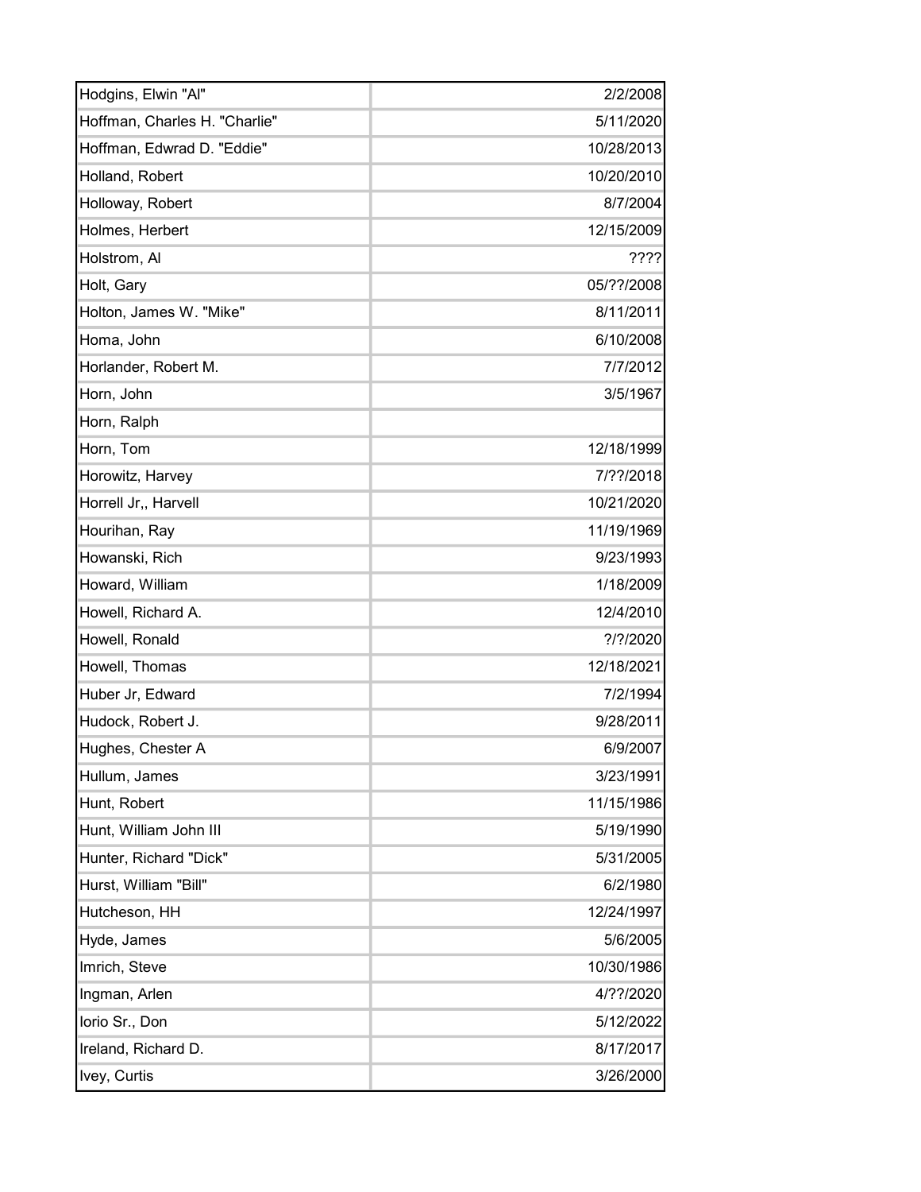| | |
|---|---|
| Hodgins, Elwin "Al" | 2/2/2008 |
| Hoffman, Charles H. "Charlie" | 5/11/2020 |
| Hoffman, Edwrad D. "Eddie" | 10/28/2013 |
| Holland, Robert | 10/20/2010 |
| Holloway, Robert | 8/7/2004 |
| Holmes, Herbert | 12/15/2009 |
| Holstrom, Al | ???? |
| Holt, Gary | 05/??/2008 |
| Holton, James W. "Mike" | 8/11/2011 |
| Homa, John | 6/10/2008 |
| Horlander, Robert M. | 7/7/2012 |
| Horn, John | 3/5/1967 |
| Horn, Ralph | |
| Horn, Tom | 12/18/1999 |
| Horowitz, Harvey | 7/??/2018 |
| Horrell Jr,, Harvell | 10/21/2020 |
| Hourihan, Ray | 11/19/1969 |
| Howanski, Rich | 9/23/1993 |
| Howard, William | 1/18/2009 |
| Howell, Richard A. | 12/4/2010 |
| Howell, Ronald | ?/?/2020 |
| Howell, Thomas | 12/18/2021 |
| Huber Jr, Edward | 7/2/1994 |
| Hudock, Robert J. | 9/28/2011 |
| Hughes, Chester A | 6/9/2007 |
| Hullum, James | 3/23/1991 |
| Hunt, Robert | 11/15/1986 |
| Hunt, William John III | 5/19/1990 |
| Hunter, Richard "Dick" | 5/31/2005 |
| Hurst, William "Bill" | 6/2/1980 |
| Hutcheson, HH | 12/24/1997 |
| Hyde, James | 5/6/2005 |
| Imrich, Steve | 10/30/1986 |
| Ingman, Arlen | 4/??/2020 |
| Iorio Sr., Don | 5/12/2022 |
| Ireland, Richard D. | 8/17/2017 |
| Ivey, Curtis | 3/26/2000 |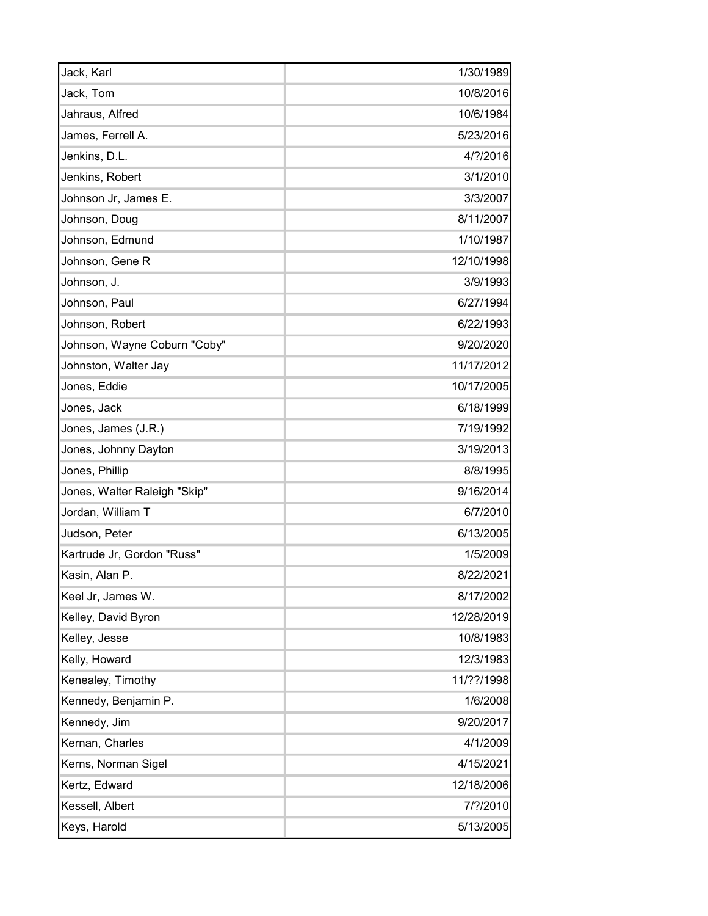| | |
|---|---|
| Jack, Karl | 1/30/1989 |
| Jack, Tom | 10/8/2016 |
| Jahraus, Alfred | 10/6/1984 |
| James, Ferrell A. | 5/23/2016 |
| Jenkins, D.L. | 4/?/2016 |
| Jenkins, Robert | 3/1/2010 |
| Johnson Jr, James E. | 3/3/2007 |
| Johnson, Doug | 8/11/2007 |
| Johnson, Edmund | 1/10/1987 |
| Johnson, Gene R | 12/10/1998 |
| Johnson, J. | 3/9/1993 |
| Johnson, Paul | 6/27/1994 |
| Johnson, Robert | 6/22/1993 |
| Johnson, Wayne Coburn "Coby" | 9/20/2020 |
| Johnston, Walter Jay | 11/17/2012 |
| Jones, Eddie | 10/17/2005 |
| Jones, Jack | 6/18/1999 |
| Jones, James (J.R.) | 7/19/1992 |
| Jones, Johnny Dayton | 3/19/2013 |
| Jones, Phillip | 8/8/1995 |
| Jones, Walter Raleigh "Skip" | 9/16/2014 |
| Jordan, William T | 6/7/2010 |
| Judson, Peter | 6/13/2005 |
| Kartrude Jr, Gordon "Russ" | 1/5/2009 |
| Kasin, Alan P. | 8/22/2021 |
| Keel Jr, James W. | 8/17/2002 |
| Kelley, David Byron | 12/28/2019 |
| Kelley, Jesse | 10/8/1983 |
| Kelly, Howard | 12/3/1983 |
| Kenealey, Timothy | 11/??/1998 |
| Kennedy, Benjamin P. | 1/6/2008 |
| Kennedy, Jim | 9/20/2017 |
| Kernan, Charles | 4/1/2009 |
| Kerns, Norman Sigel | 4/15/2021 |
| Kertz, Edward | 12/18/2006 |
| Kessell, Albert | 7/?/2010 |
| Keys, Harold | 5/13/2005 |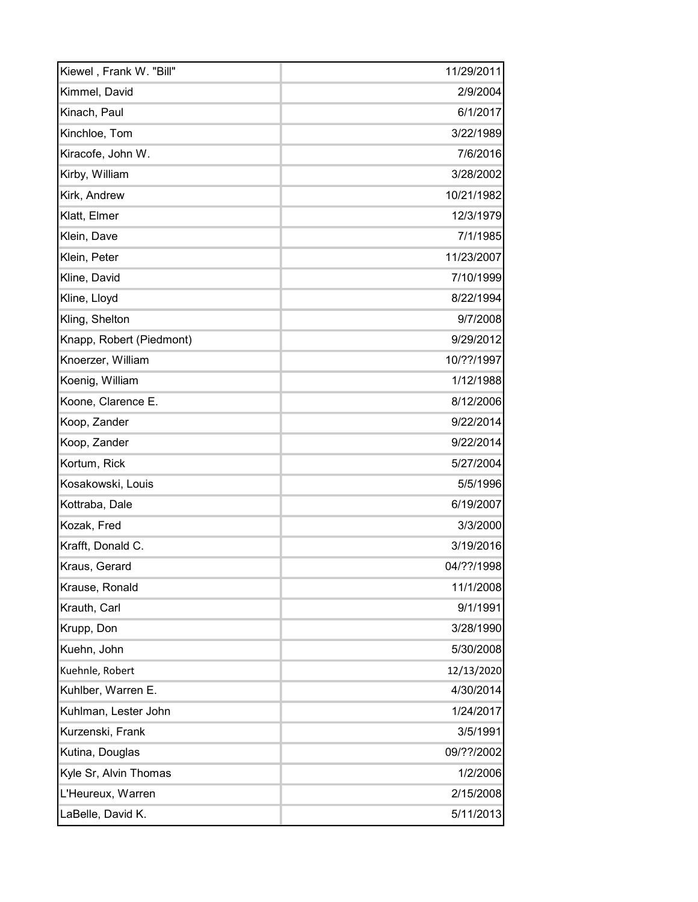| | |
|---|---|
| Kiewel , Frank W. "Bill" | 11/29/2011 |
| Kimmel, David | 2/9/2004 |
| Kinach, Paul | 6/1/2017 |
| Kinchloe, Tom | 3/22/1989 |
| Kiracofe, John W. | 7/6/2016 |
| Kirby, William | 3/28/2002 |
| Kirk, Andrew | 10/21/1982 |
| Klatt, Elmer | 12/3/1979 |
| Klein, Dave | 7/1/1985 |
| Klein, Peter | 11/23/2007 |
| Kline, David | 7/10/1999 |
| Kline, Lloyd | 8/22/1994 |
| Kling, Shelton | 9/7/2008 |
| Knapp, Robert (Piedmont) | 9/29/2012 |
| Knoerzer, William | 10/??/1997 |
| Koenig, William | 1/12/1988 |
| Koone, Clarence E. | 8/12/2006 |
| Koop, Zander | 9/22/2014 |
| Koop, Zander | 9/22/2014 |
| Kortum, Rick | 5/27/2004 |
| Kosakowski, Louis | 5/5/1996 |
| Kottraba, Dale | 6/19/2007 |
| Kozak, Fred | 3/3/2000 |
| Krafft, Donald C. | 3/19/2016 |
| Kraus, Gerard | 04/??/1998 |
| Krause, Ronald | 11/1/2008 |
| Krauth, Carl | 9/1/1991 |
| Krupp, Don | 3/28/1990 |
| Kuehn, John | 5/30/2008 |
| Kuehnle, Robert | 12/13/2020 |
| Kuhlber, Warren E. | 4/30/2014 |
| Kuhlman, Lester John | 1/24/2017 |
| Kurzenski, Frank | 3/5/1991 |
| Kutina, Douglas | 09/??/2002 |
| Kyle Sr, Alvin Thomas | 1/2/2006 |
| L'Heureux, Warren | 2/15/2008 |
| LaBelle, David K. | 5/11/2013 |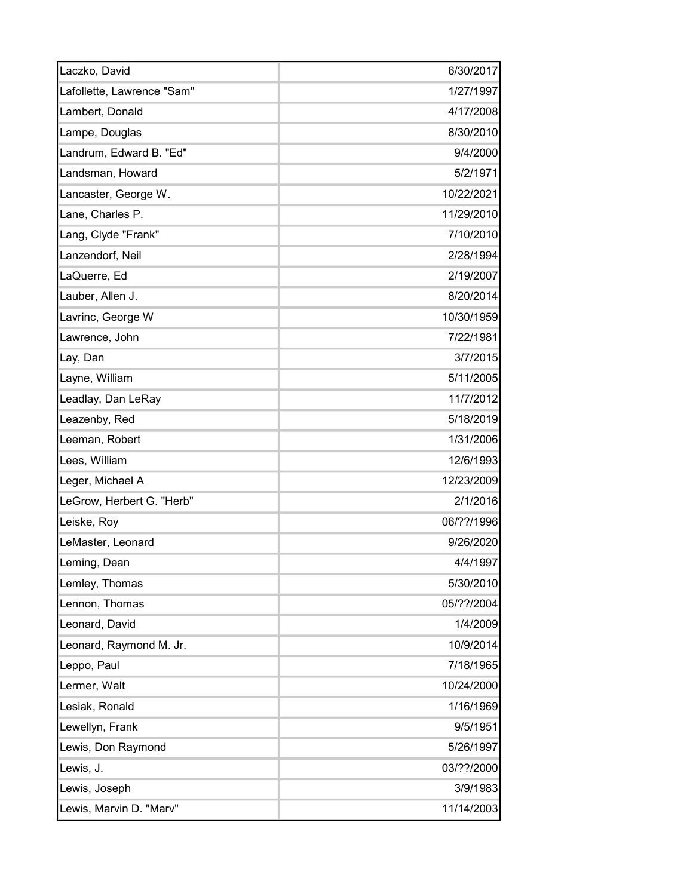| Name | Date |
| --- | --- |
| Laczko, David | 6/30/2017 |
| Lafollette, Lawrence "Sam" | 1/27/1997 |
| Lambert, Donald | 4/17/2008 |
| Lampe, Douglas | 8/30/2010 |
| Landrum, Edward B. "Ed" | 9/4/2000 |
| Landsman, Howard | 5/2/1971 |
| Lancaster, George W. | 10/22/2021 |
| Lane, Charles P. | 11/29/2010 |
| Lang, Clyde "Frank" | 7/10/2010 |
| Lanzendorf, Neil | 2/28/1994 |
| LaQuerre, Ed | 2/19/2007 |
| Lauber, Allen J. | 8/20/2014 |
| Lavrinc, George W | 10/30/1959 |
| Lawrence, John | 7/22/1981 |
| Lay, Dan | 3/7/2015 |
| Layne, William | 5/11/2005 |
| Leadlay, Dan LeRay | 11/7/2012 |
| Leazenby, Red | 5/18/2019 |
| Leeman, Robert | 1/31/2006 |
| Lees, William | 12/6/1993 |
| Leger, Michael A | 12/23/2009 |
| LeGrow, Herbert G. "Herb" | 2/1/2016 |
| Leiske, Roy | 06/??/1996 |
| LeMaster, Leonard | 9/26/2020 |
| Leming, Dean | 4/4/1997 |
| Lemley, Thomas | 5/30/2010 |
| Lennon, Thomas | 05/??/2004 |
| Leonard, David | 1/4/2009 |
| Leonard, Raymond M. Jr. | 10/9/2014 |
| Leppo, Paul | 7/18/1965 |
| Lermer, Walt | 10/24/2000 |
| Lesiak, Ronald | 1/16/1969 |
| Lewellyn, Frank | 9/5/1951 |
| Lewis, Don Raymond | 5/26/1997 |
| Lewis, J. | 03/??/2000 |
| Lewis, Joseph | 3/9/1983 |
| Lewis, Marvin D. "Marv" | 11/14/2003 |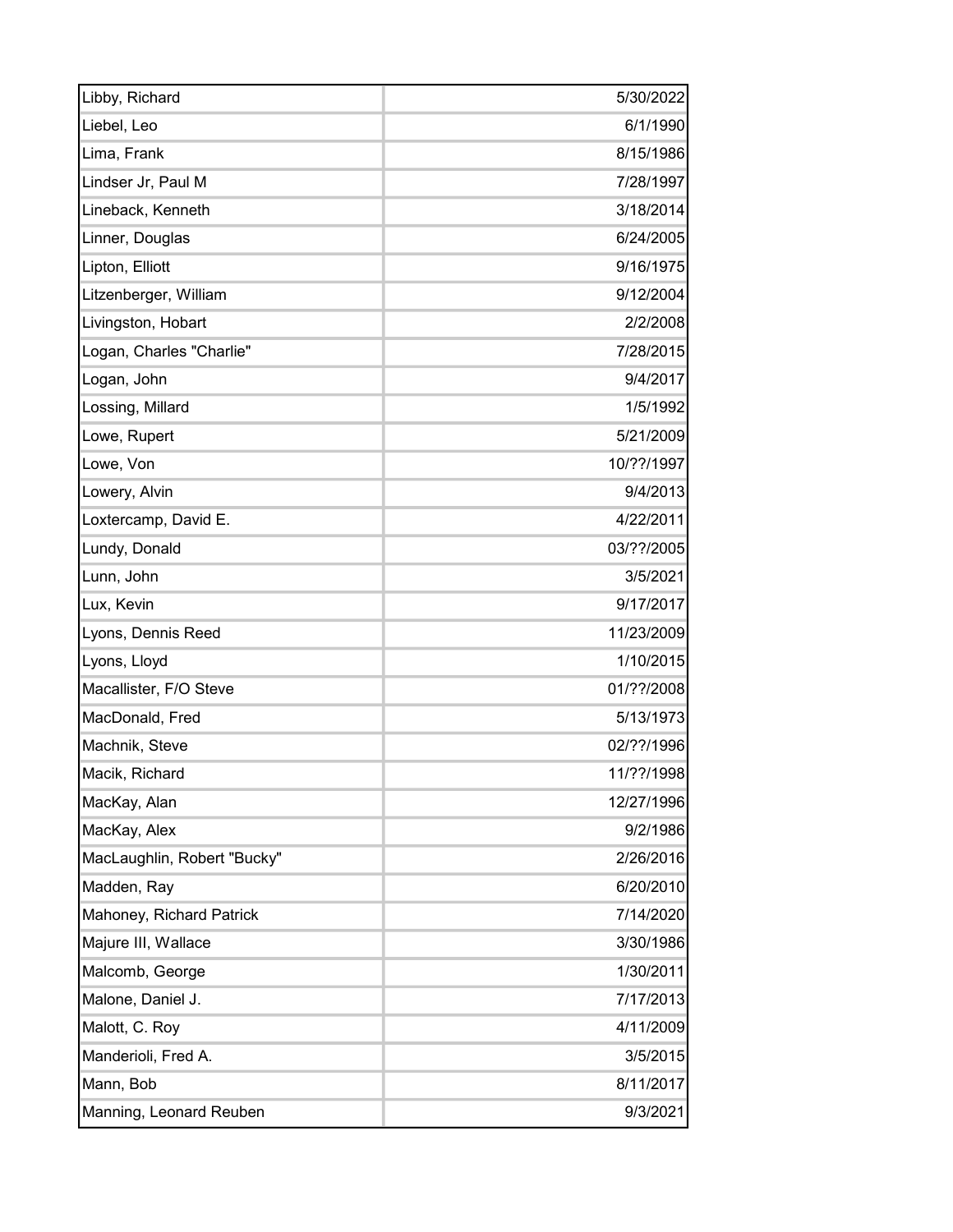| | |
|---|---|
| Libby, Richard | 5/30/2022 |
| Liebel, Leo | 6/1/1990 |
| Lima, Frank | 8/15/1986 |
| Lindser Jr, Paul M | 7/28/1997 |
| Lineback, Kenneth | 3/18/2014 |
| Linner, Douglas | 6/24/2005 |
| Lipton, Elliott | 9/16/1975 |
| Litzenberger, William | 9/12/2004 |
| Livingston, Hobart | 2/2/2008 |
| Logan, Charles "Charlie" | 7/28/2015 |
| Logan, John | 9/4/2017 |
| Lossing, Millard | 1/5/1992 |
| Lowe, Rupert | 5/21/2009 |
| Lowe, Von | 10/??/1997 |
| Lowery, Alvin | 9/4/2013 |
| Loxtercamp, David E. | 4/22/2011 |
| Lundy, Donald | 03/??/2005 |
| Lunn, John | 3/5/2021 |
| Lux, Kevin | 9/17/2017 |
| Lyons, Dennis Reed | 11/23/2009 |
| Lyons, Lloyd | 1/10/2015 |
| Macallister, F/O Steve | 01/??/2008 |
| MacDonald, Fred | 5/13/1973 |
| Machnik, Steve | 02/??/1996 |
| Macik, Richard | 11/??/1998 |
| MacKay, Alan | 12/27/1996 |
| MacKay, Alex | 9/2/1986 |
| MacLaughlin, Robert "Bucky" | 2/26/2016 |
| Madden, Ray | 6/20/2010 |
| Mahoney, Richard Patrick | 7/14/2020 |
| Majure III, Wallace | 3/30/1986 |
| Malcomb, George | 1/30/2011 |
| Malone, Daniel J. | 7/17/2013 |
| Malott, C. Roy | 4/11/2009 |
| Manderioli, Fred A. | 3/5/2015 |
| Mann, Bob | 8/11/2017 |
| Manning, Leonard Reuben | 9/3/2021 |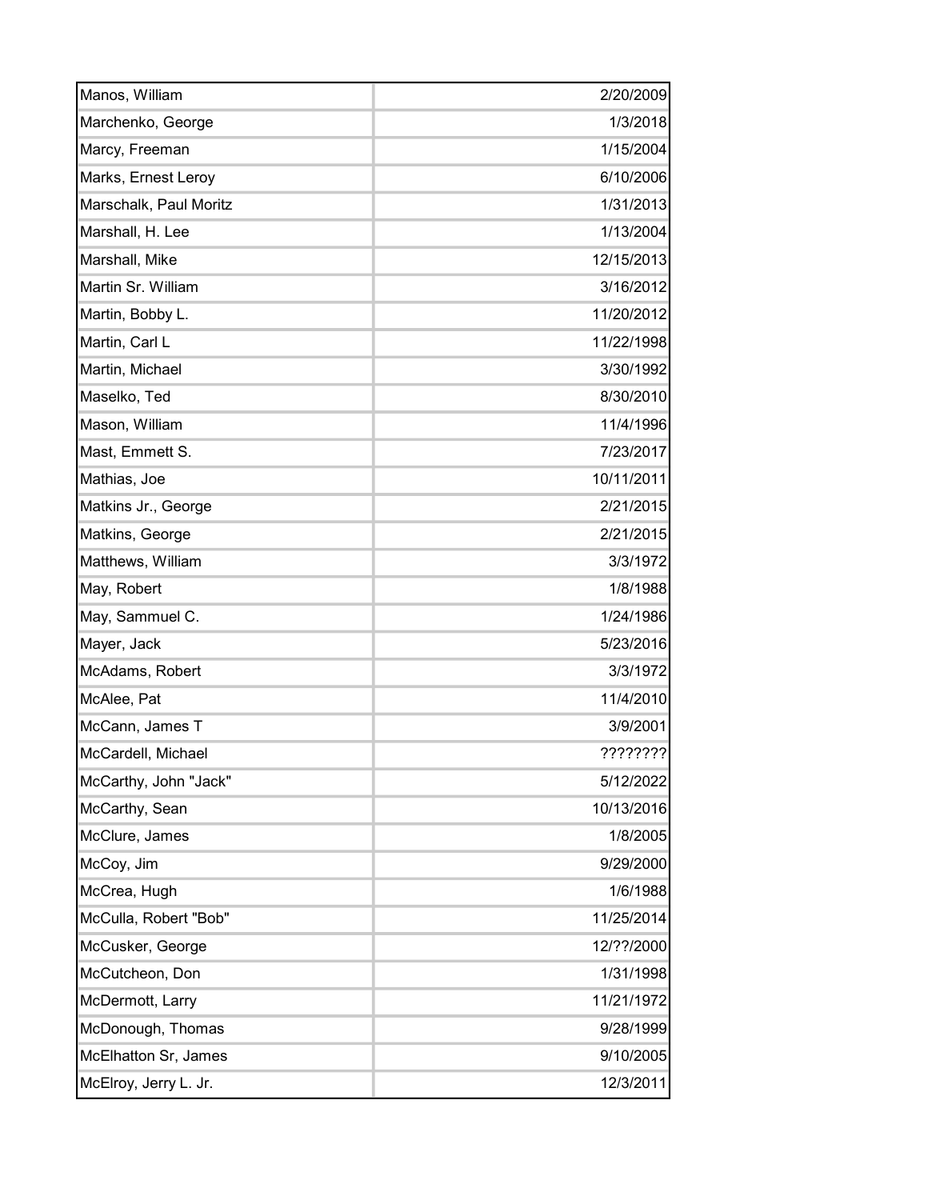| | |
|---|---|
| Manos, William | 2/20/2009 |
| Marchenko, George | 1/3/2018 |
| Marcy, Freeman | 1/15/2004 |
| Marks, Ernest Leroy | 6/10/2006 |
| Marschalk, Paul Moritz | 1/31/2013 |
| Marshall, H. Lee | 1/13/2004 |
| Marshall, Mike | 12/15/2013 |
| Martin Sr. William | 3/16/2012 |
| Martin, Bobby L. | 11/20/2012 |
| Martin, Carl L | 11/22/1998 |
| Martin, Michael | 3/30/1992 |
| Maselko, Ted | 8/30/2010 |
| Mason, William | 11/4/1996 |
| Mast, Emmett S. | 7/23/2017 |
| Mathias, Joe | 10/11/2011 |
| Matkins Jr., George | 2/21/2015 |
| Matkins, George | 2/21/2015 |
| Matthews, William | 3/3/1972 |
| May, Robert | 1/8/1988 |
| May, Sammuel C. | 1/24/1986 |
| Mayer, Jack | 5/23/2016 |
| McAdams, Robert | 3/3/1972 |
| McAlee, Pat | 11/4/2010 |
| McCann, James T | 3/9/2001 |
| McCardell, Michael | ???????? |
| McCarthy, John "Jack" | 5/12/2022 |
| McCarthy, Sean | 10/13/2016 |
| McClure, James | 1/8/2005 |
| McCoy, Jim | 9/29/2000 |
| McCrea, Hugh | 1/6/1988 |
| McCulla, Robert "Bob" | 11/25/2014 |
| McCusker, George | 12/??/2000 |
| McCutcheon, Don | 1/31/1998 |
| McDermott, Larry | 11/21/1972 |
| McDonough, Thomas | 9/28/1999 |
| McElhatton Sr, James | 9/10/2005 |
| McElroy, Jerry L. Jr. | 12/3/2011 |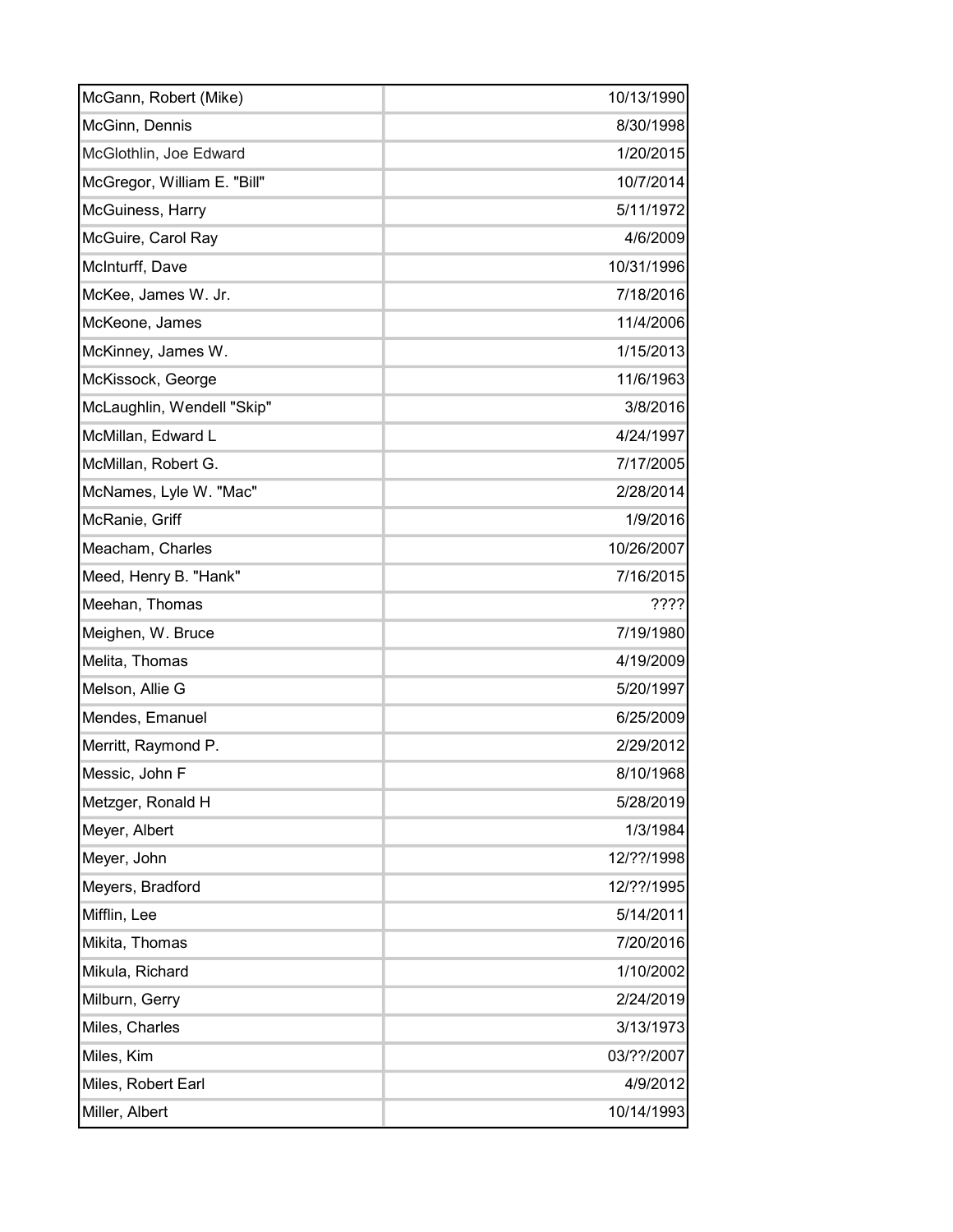| | |
|---|---|
| McGann, Robert (Mike) | 10/13/1990 |
| McGinn, Dennis | 8/30/1998 |
| McGlothlin, Joe Edward | 1/20/2015 |
| McGregor, William E. "Bill" | 10/7/2014 |
| McGuiness, Harry | 5/11/1972 |
| McGuire, Carol Ray | 4/6/2009 |
| McInturff, Dave | 10/31/1996 |
| McKee, James W. Jr. | 7/18/2016 |
| McKeone, James | 11/4/2006 |
| McKinney, James W. | 1/15/2013 |
| McKissock, George | 11/6/1963 |
| McLaughlin, Wendell "Skip" | 3/8/2016 |
| McMillan, Edward L | 4/24/1997 |
| McMillan, Robert G. | 7/17/2005 |
| McNames, Lyle W. "Mac" | 2/28/2014 |
| McRanie, Griff | 1/9/2016 |
| Meacham, Charles | 10/26/2007 |
| Meed, Henry B. "Hank" | 7/16/2015 |
| Meehan, Thomas | ???? |
| Meighen, W. Bruce | 7/19/1980 |
| Melita, Thomas | 4/19/2009 |
| Melson, Allie G | 5/20/1997 |
| Mendes, Emanuel | 6/25/2009 |
| Merritt, Raymond P. | 2/29/2012 |
| Messic, John F | 8/10/1968 |
| Metzger, Ronald H | 5/28/2019 |
| Meyer, Albert | 1/3/1984 |
| Meyer, John | 12/??/1998 |
| Meyers, Bradford | 12/??/1995 |
| Mifflin, Lee | 5/14/2011 |
| Mikita, Thomas | 7/20/2016 |
| Mikula, Richard | 1/10/2002 |
| Milburn, Gerry | 2/24/2019 |
| Miles, Charles | 3/13/1973 |
| Miles, Kim | 03/??/2007 |
| Miles, Robert Earl | 4/9/2012 |
| Miller, Albert | 10/14/1993 |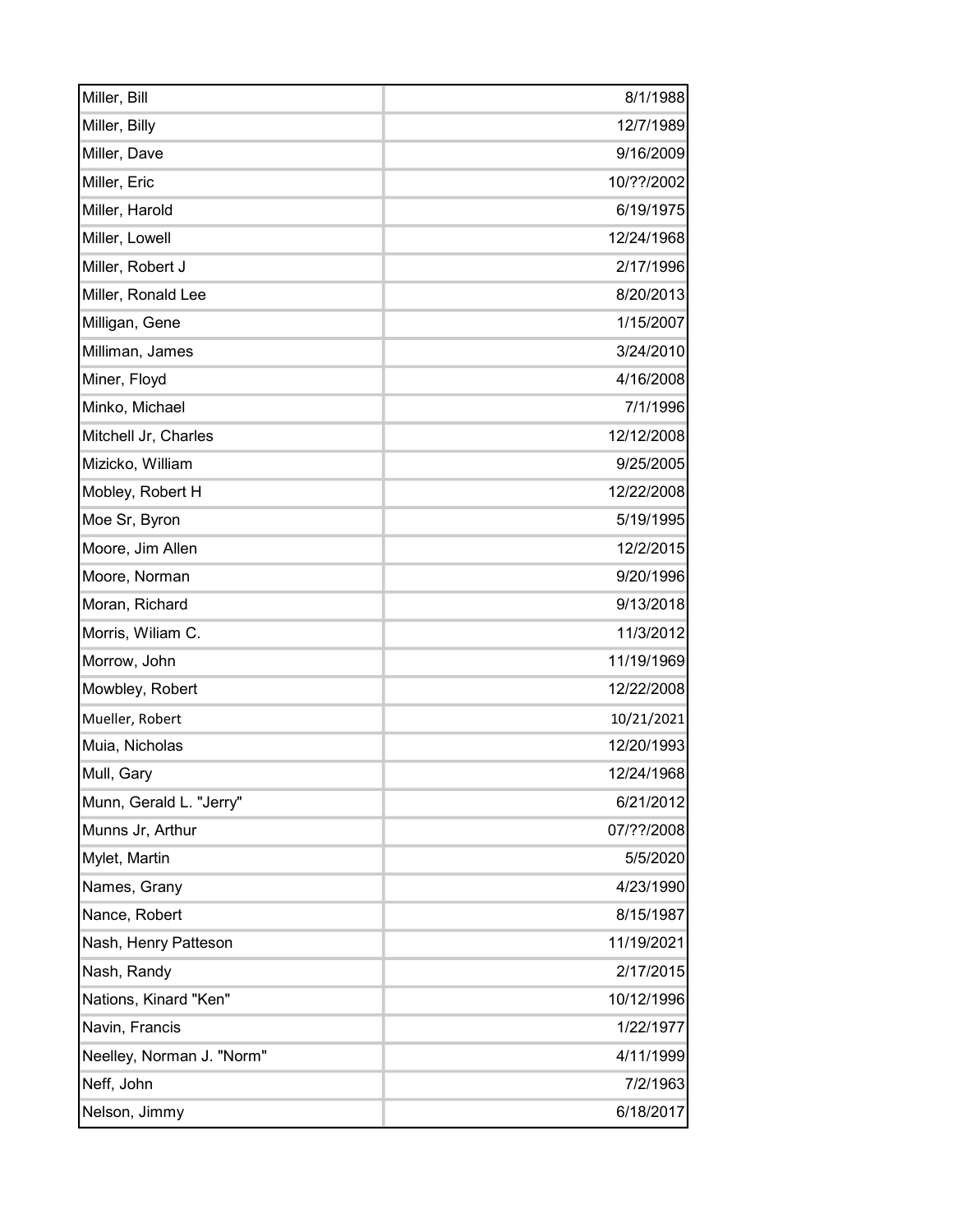| | |
|---|---|
| Miller, Bill | 8/1/1988 |
| Miller, Billy | 12/7/1989 |
| Miller, Dave | 9/16/2009 |
| Miller, Eric | 10/??/2002 |
| Miller, Harold | 6/19/1975 |
| Miller, Lowell | 12/24/1968 |
| Miller, Robert J | 2/17/1996 |
| Miller, Ronald Lee | 8/20/2013 |
| Milligan, Gene | 1/15/2007 |
| Milliman, James | 3/24/2010 |
| Miner, Floyd | 4/16/2008 |
| Minko, Michael | 7/1/1996 |
| Mitchell Jr, Charles | 12/12/2008 |
| Mizicko, William | 9/25/2005 |
| Mobley, Robert H | 12/22/2008 |
| Moe Sr, Byron | 5/19/1995 |
| Moore, Jim Allen | 12/2/2015 |
| Moore, Norman | 9/20/1996 |
| Moran, Richard | 9/13/2018 |
| Morris, Wiliam C. | 11/3/2012 |
| Morrow, John | 11/19/1969 |
| Mowbley, Robert | 12/22/2008 |
| Mueller, Robert | 10/21/2021 |
| Muia, Nicholas | 12/20/1993 |
| Mull, Gary | 12/24/1968 |
| Munn, Gerald L. "Jerry" | 6/21/2012 |
| Munns Jr, Arthur | 07/??/2008 |
| Mylet, Martin | 5/5/2020 |
| Names, Grany | 4/23/1990 |
| Nance, Robert | 8/15/1987 |
| Nash, Henry Patteson | 11/19/2021 |
| Nash, Randy | 2/17/2015 |
| Nations, Kinard "Ken" | 10/12/1996 |
| Navin, Francis | 1/22/1977 |
| Neelley, Norman J. "Norm" | 4/11/1999 |
| Neff, John | 7/2/1963 |
| Nelson, Jimmy | 6/18/2017 |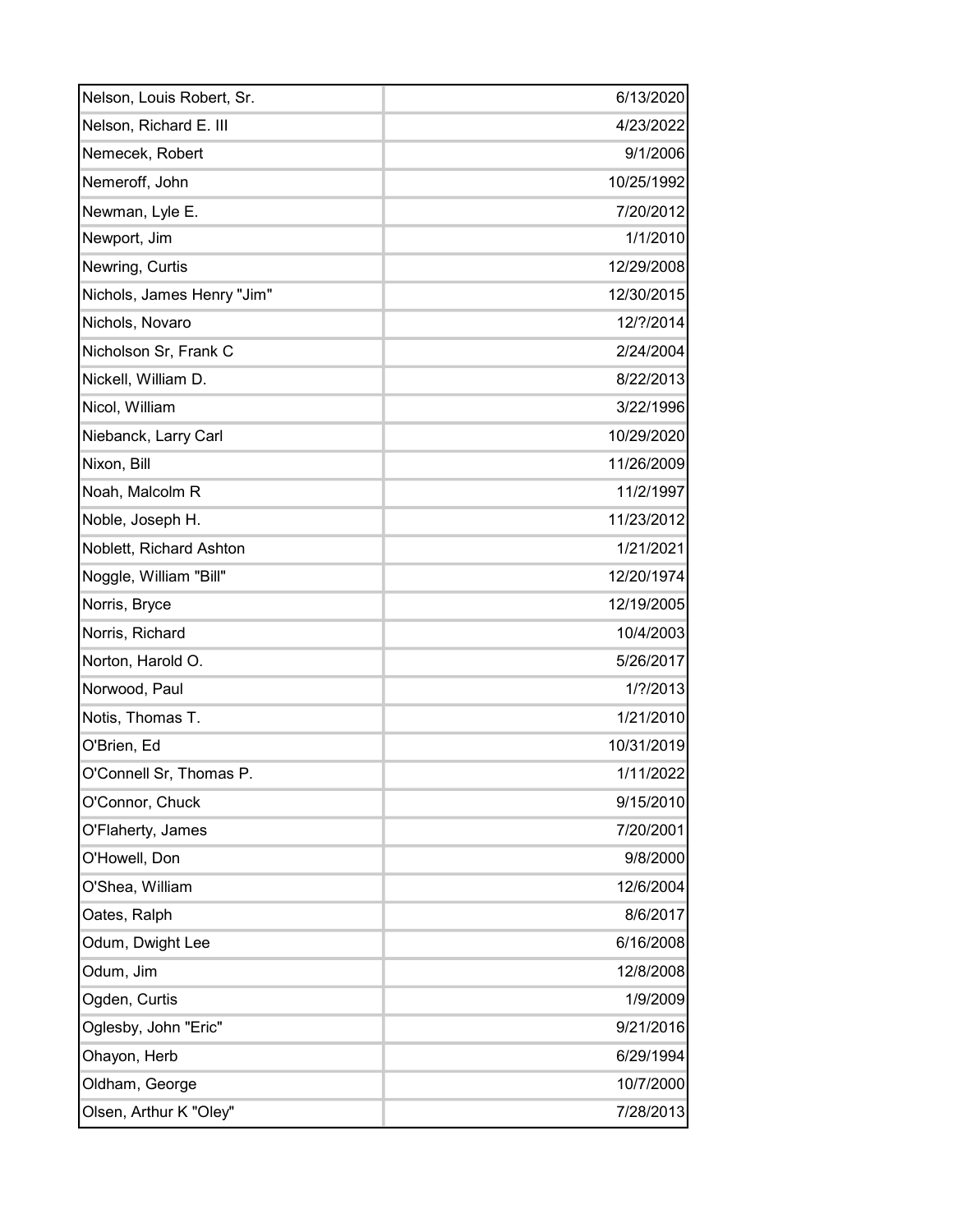| | |
|---|---|
| Nelson, Louis Robert, Sr. | 6/13/2020 |
| Nelson, Richard E. III | 4/23/2022 |
| Nemecek, Robert | 9/1/2006 |
| Nemeroff, John | 10/25/1992 |
| Newman, Lyle E. | 7/20/2012 |
| Newport, Jim | 1/1/2010 |
| Newring, Curtis | 12/29/2008 |
| Nichols, James Henry "Jim" | 12/30/2015 |
| Nichols, Novaro | 12/?/2014 |
| Nicholson Sr, Frank C | 2/24/2004 |
| Nickell, William D. | 8/22/2013 |
| Nicol, William | 3/22/1996 |
| Niebanck, Larry Carl | 10/29/2020 |
| Nixon, Bill | 11/26/2009 |
| Noah, Malcolm R | 11/2/1997 |
| Noble, Joseph H. | 11/23/2012 |
| Noblett, Richard Ashton | 1/21/2021 |
| Noggle, William "Bill" | 12/20/1974 |
| Norris, Bryce | 12/19/2005 |
| Norris, Richard | 10/4/2003 |
| Norton, Harold O. | 5/26/2017 |
| Norwood, Paul | 1/?/2013 |
| Notis, Thomas T. | 1/21/2010 |
| O'Brien, Ed | 10/31/2019 |
| O'Connell Sr, Thomas P. | 1/11/2022 |
| O'Connor, Chuck | 9/15/2010 |
| O'Flaherty, James | 7/20/2001 |
| O'Howell, Don | 9/8/2000 |
| O'Shea, William | 12/6/2004 |
| Oates, Ralph | 8/6/2017 |
| Odum, Dwight Lee | 6/16/2008 |
| Odum, Jim | 12/8/2008 |
| Ogden, Curtis | 1/9/2009 |
| Oglesby, John "Eric" | 9/21/2016 |
| Ohayon, Herb | 6/29/1994 |
| Oldham, George | 10/7/2000 |
| Olsen, Arthur K "Oley" | 7/28/2013 |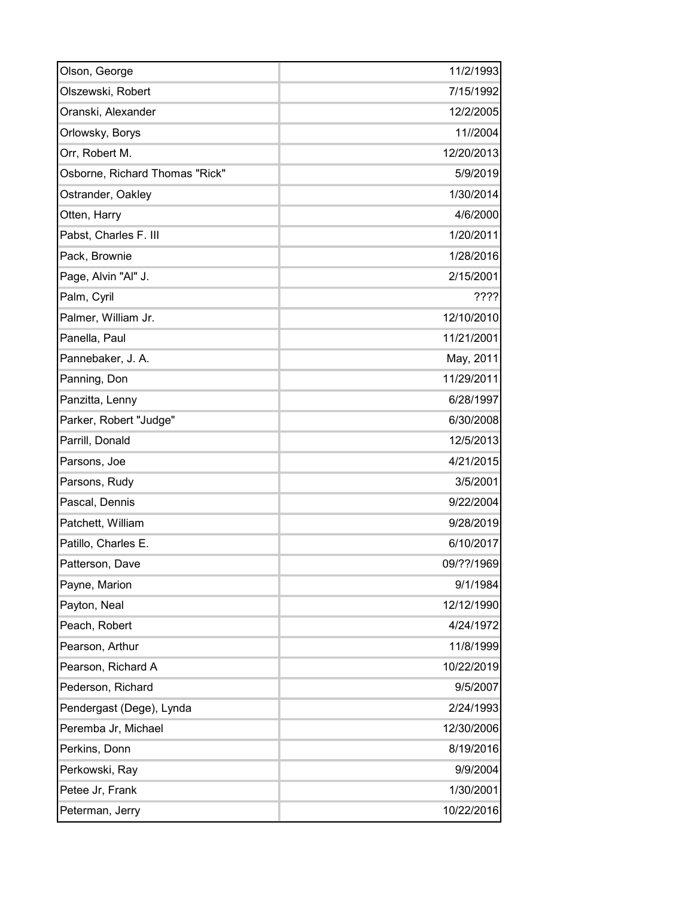| | |
|---|---|
| Olson, George | 11/2/1993 |
| Olszewski, Robert | 7/15/1992 |
| Oranski, Alexander | 12/2/2005 |
| Orlowsky, Borys | 11//2004 |
| Orr, Robert M. | 12/20/2013 |
| Osborne, Richard Thomas "Rick" | 5/9/2019 |
| Ostrander, Oakley | 1/30/2014 |
| Otten, Harry | 4/6/2000 |
| Pabst, Charles F. III | 1/20/2011 |
| Pack, Brownie | 1/28/2016 |
| Page, Alvin "Al" J. | 2/15/2001 |
| Palm, Cyril | ???? |
| Palmer, William Jr. | 12/10/2010 |
| Panella, Paul | 11/21/2001 |
| Pannebaker, J. A. | May, 2011 |
| Panning, Don | 11/29/2011 |
| Panzitta, Lenny | 6/28/1997 |
| Parker, Robert "Judge" | 6/30/2008 |
| Parrill, Donald | 12/5/2013 |
| Parsons, Joe | 4/21/2015 |
| Parsons, Rudy | 3/5/2001 |
| Pascal, Dennis | 9/22/2004 |
| Patchett, William | 9/28/2019 |
| Patillo, Charles E. | 6/10/2017 |
| Patterson, Dave | 09/??/1969 |
| Payne, Marion | 9/1/1984 |
| Payton, Neal | 12/12/1990 |
| Peach, Robert | 4/24/1972 |
| Pearson, Arthur | 11/8/1999 |
| Pearson, Richard A | 10/22/2019 |
| Pederson, Richard | 9/5/2007 |
| Pendergast (Dege), Lynda | 2/24/1993 |
| Peremba Jr, Michael | 12/30/2006 |
| Perkins, Donn | 8/19/2016 |
| Perkowski, Ray | 9/9/2004 |
| Petee Jr, Frank | 1/30/2001 |
| Peterman, Jerry | 10/22/2016 |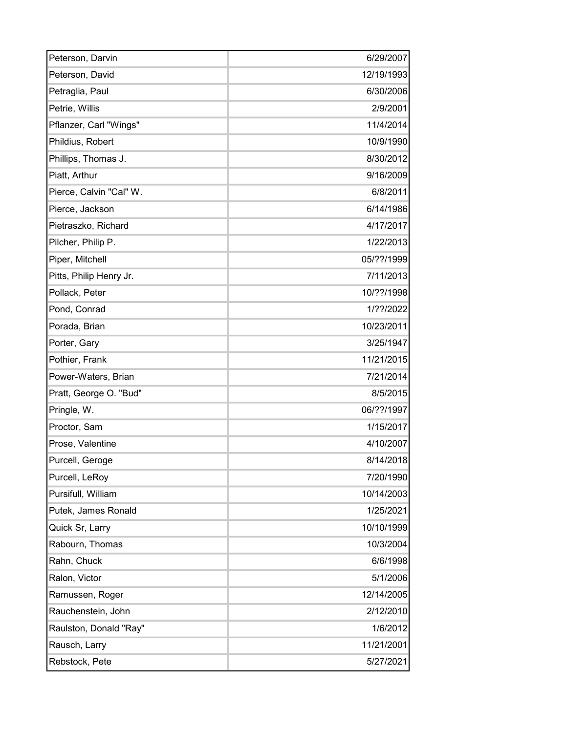| | |
|---|---|
| Peterson, Darvin | 6/29/2007 |
| Peterson, David | 12/19/1993 |
| Petraglia, Paul | 6/30/2006 |
| Petrie, Willis | 2/9/2001 |
| Pflanzer, Carl "Wings" | 11/4/2014 |
| Phildius, Robert | 10/9/1990 |
| Phillips, Thomas J. | 8/30/2012 |
| Piatt, Arthur | 9/16/2009 |
| Pierce, Calvin "Cal" W. | 6/8/2011 |
| Pierce, Jackson | 6/14/1986 |
| Pietraszko, Richard | 4/17/2017 |
| Pilcher, Philip P. | 1/22/2013 |
| Piper, Mitchell | 05/??/1999 |
| Pitts, Philip Henry Jr. | 7/11/2013 |
| Pollack, Peter | 10/??/1998 |
| Pond, Conrad | 1/??/2022 |
| Porada, Brian | 10/23/2011 |
| Porter, Gary | 3/25/1947 |
| Pothier, Frank | 11/21/2015 |
| Power-Waters, Brian | 7/21/2014 |
| Pratt, George O. "Bud" | 8/5/2015 |
| Pringle, W. | 06/??/1997 |
| Proctor, Sam | 1/15/2017 |
| Prose, Valentine | 4/10/2007 |
| Purcell, Geroge | 8/14/2018 |
| Purcell, LeRoy | 7/20/1990 |
| Pursifull, William | 10/14/2003 |
| Putek, James Ronald | 1/25/2021 |
| Quick Sr, Larry | 10/10/1999 |
| Rabourn, Thomas | 10/3/2004 |
| Rahn, Chuck | 6/6/1998 |
| Ralon, Victor | 5/1/2006 |
| Ramussen, Roger | 12/14/2005 |
| Rauchenstein, John | 2/12/2010 |
| Raulston, Donald "Ray" | 1/6/2012 |
| Rausch, Larry | 11/21/2001 |
| Rebstock, Pete | 5/27/2021 |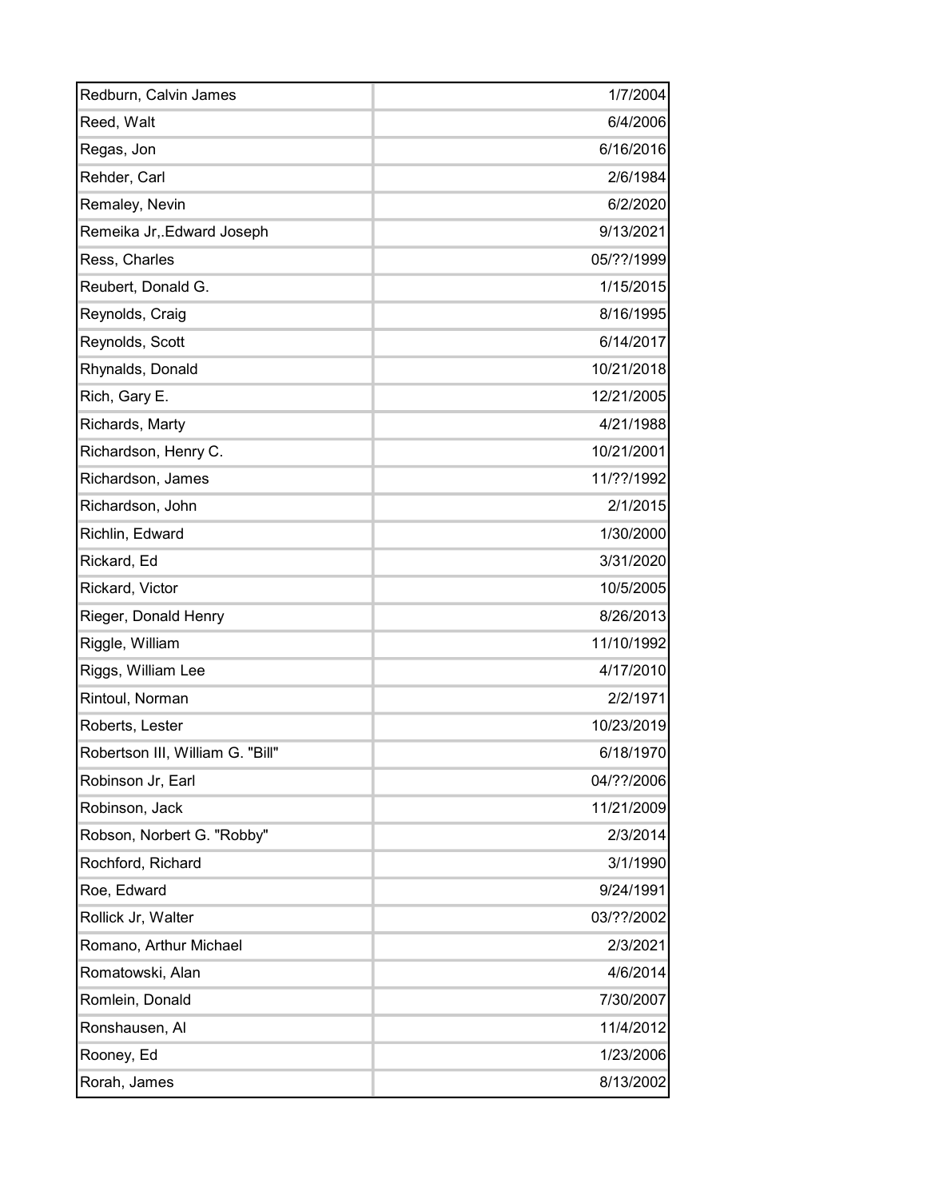| | |
|---|---|
| Redburn, Calvin James | 1/7/2004 |
| Reed, Walt | 6/4/2006 |
| Regas, Jon | 6/16/2016 |
| Rehder, Carl | 2/6/1984 |
| Remaley, Nevin | 6/2/2020 |
| Remeika Jr,.Edward Joseph | 9/13/2021 |
| Ress, Charles | 05/??/1999 |
| Reubert, Donald G. | 1/15/2015 |
| Reynolds, Craig | 8/16/1995 |
| Reynolds, Scott | 6/14/2017 |
| Rhynalds, Donald | 10/21/2018 |
| Rich, Gary E. | 12/21/2005 |
| Richards, Marty | 4/21/1988 |
| Richardson, Henry C. | 10/21/2001 |
| Richardson, James | 11/??/1992 |
| Richardson, John | 2/1/2015 |
| Richlin, Edward | 1/30/2000 |
| Rickard, Ed | 3/31/2020 |
| Rickard, Victor | 10/5/2005 |
| Rieger, Donald Henry | 8/26/2013 |
| Riggle, William | 11/10/1992 |
| Riggs, William Lee | 4/17/2010 |
| Rintoul, Norman | 2/2/1971 |
| Roberts, Lester | 10/23/2019 |
| Robertson III, William G. "Bill" | 6/18/1970 |
| Robinson Jr, Earl | 04/??/2006 |
| Robinson, Jack | 11/21/2009 |
| Robson, Norbert G. "Robby" | 2/3/2014 |
| Rochford, Richard | 3/1/1990 |
| Roe, Edward | 9/24/1991 |
| Rollick Jr, Walter | 03/??/2002 |
| Romano, Arthur Michael | 2/3/2021 |
| Romatowski, Alan | 4/6/2014 |
| Romlein, Donald | 7/30/2007 |
| Ronshausen, Al | 11/4/2012 |
| Rooney, Ed | 1/23/2006 |
| Rorah, James | 8/13/2002 |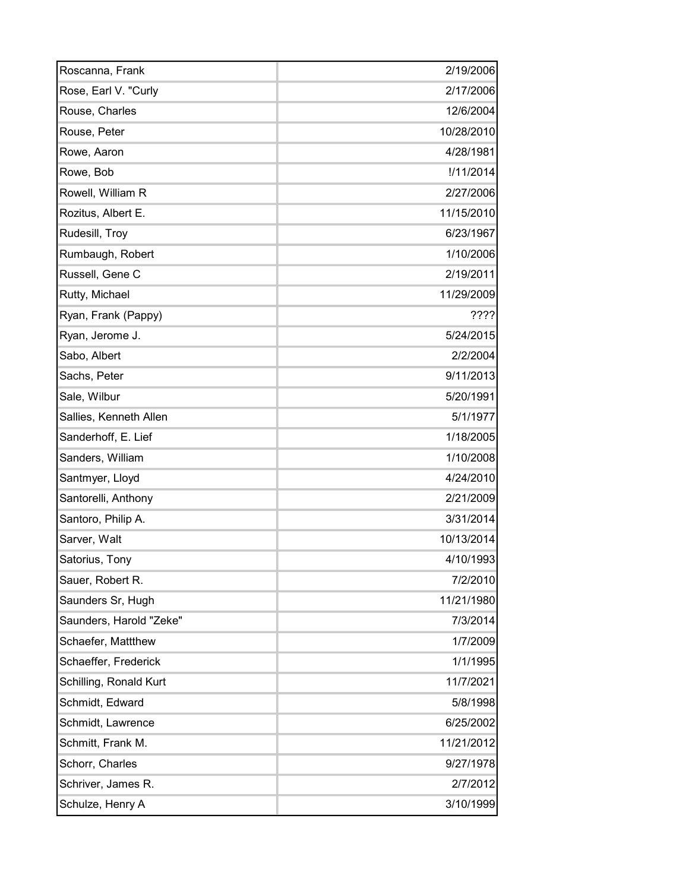| | |
|---|---|
| Roscanna, Frank | 2/19/2006 |
| Rose, Earl V. "Curly | 2/17/2006 |
| Rouse, Charles | 12/6/2004 |
| Rouse, Peter | 10/28/2010 |
| Rowe, Aaron | 4/28/1981 |
| Rowe, Bob | !/11/2014 |
| Rowell, William R | 2/27/2006 |
| Rozitus, Albert E. | 11/15/2010 |
| Rudesill, Troy | 6/23/1967 |
| Rumbaugh, Robert | 1/10/2006 |
| Russell, Gene C | 2/19/2011 |
| Rutty, Michael | 11/29/2009 |
| Ryan, Frank (Pappy) | ???? |
| Ryan, Jerome J. | 5/24/2015 |
| Sabo, Albert | 2/2/2004 |
| Sachs, Peter | 9/11/2013 |
| Sale, Wilbur | 5/20/1991 |
| Sallies, Kenneth Allen | 5/1/1977 |
| Sanderhoff, E. Lief | 1/18/2005 |
| Sanders, William | 1/10/2008 |
| Santmyer, Lloyd | 4/24/2010 |
| Santorelli, Anthony | 2/21/2009 |
| Santoro, Philip A. | 3/31/2014 |
| Sarver, Walt | 10/13/2014 |
| Satorius, Tony | 4/10/1993 |
| Sauer, Robert R. | 7/2/2010 |
| Saunders Sr, Hugh | 11/21/1980 |
| Saunders, Harold "Zeke" | 7/3/2014 |
| Schaefer, Mattthew | 1/7/2009 |
| Schaeffer, Frederick | 1/1/1995 |
| Schilling, Ronald Kurt | 11/7/2021 |
| Schmidt, Edward | 5/8/1998 |
| Schmidt, Lawrence | 6/25/2002 |
| Schmitt, Frank M. | 11/21/2012 |
| Schorr, Charles | 9/27/1978 |
| Schriver, James R. | 2/7/2012 |
| Schulze, Henry A | 3/10/1999 |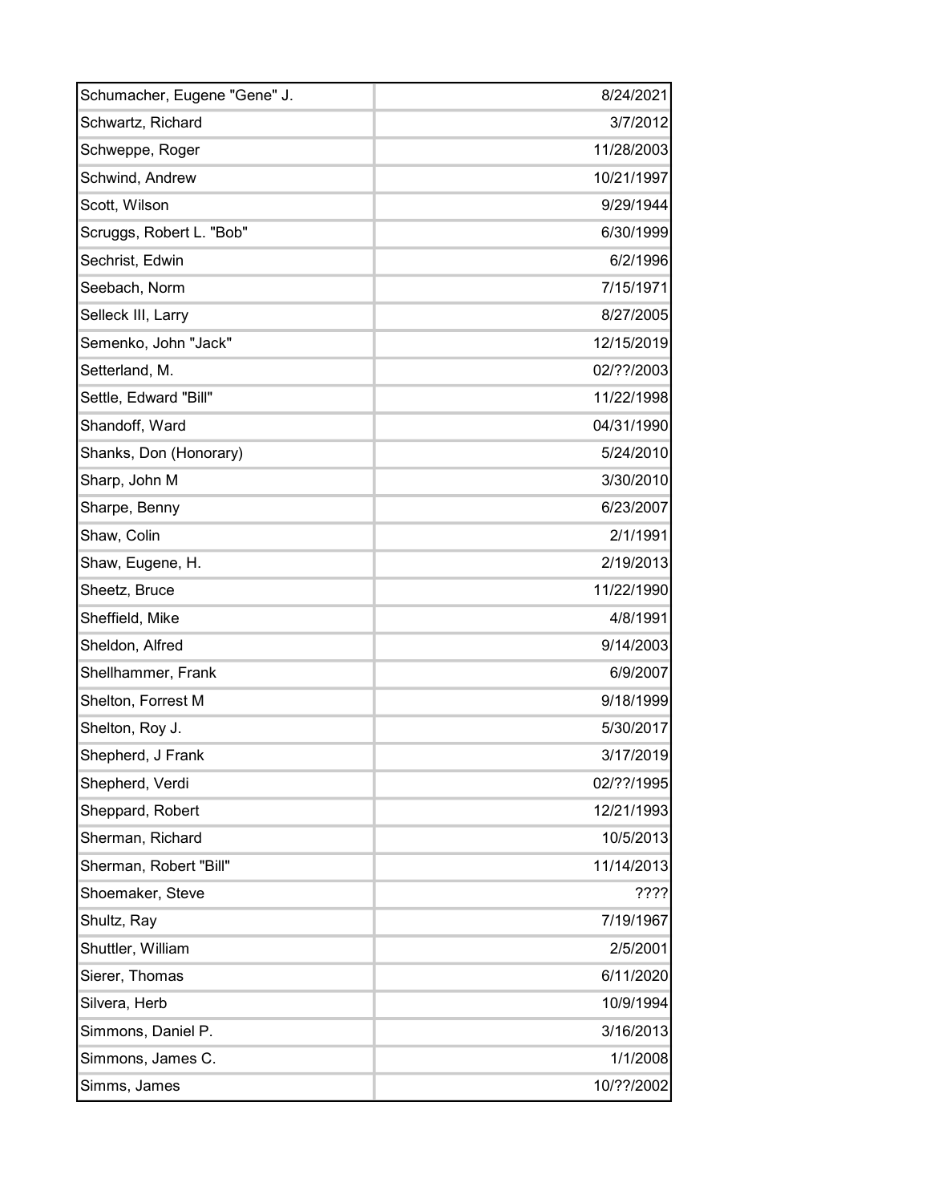| | |
|---|---|
| Schumacher, Eugene "Gene" J. | 8/24/2021 |
| Schwartz, Richard | 3/7/2012 |
| Schweppe, Roger | 11/28/2003 |
| Schwind, Andrew | 10/21/1997 |
| Scott, Wilson | 9/29/1944 |
| Scruggs, Robert L. "Bob" | 6/30/1999 |
| Sechrist, Edwin | 6/2/1996 |
| Seebach, Norm | 7/15/1971 |
| Selleck III, Larry | 8/27/2005 |
| Semenko, John "Jack" | 12/15/2019 |
| Setterland, M. | 02/??/2003 |
| Settle, Edward "Bill" | 11/22/1998 |
| Shandoff, Ward | 04/31/1990 |
| Shanks, Don (Honorary) | 5/24/2010 |
| Sharp, John M | 3/30/2010 |
| Sharpe, Benny | 6/23/2007 |
| Shaw, Colin | 2/1/1991 |
| Shaw, Eugene, H. | 2/19/2013 |
| Sheetz, Bruce | 11/22/1990 |
| Sheffield, Mike | 4/8/1991 |
| Sheldon, Alfred | 9/14/2003 |
| Shellhammer, Frank | 6/9/2007 |
| Shelton, Forrest M | 9/18/1999 |
| Shelton, Roy J. | 5/30/2017 |
| Shepherd, J Frank | 3/17/2019 |
| Shepherd, Verdi | 02/??/1995 |
| Sheppard, Robert | 12/21/1993 |
| Sherman, Richard | 10/5/2013 |
| Sherman, Robert "Bill" | 11/14/2013 |
| Shoemaker, Steve | ???? |
| Shultz, Ray | 7/19/1967 |
| Shuttler, William | 2/5/2001 |
| Sierer, Thomas | 6/11/2020 |
| Silvera, Herb | 10/9/1994 |
| Simmons, Daniel P. | 3/16/2013 |
| Simmons, James C. | 1/1/2008 |
| Simms, James | 10/??/2002 |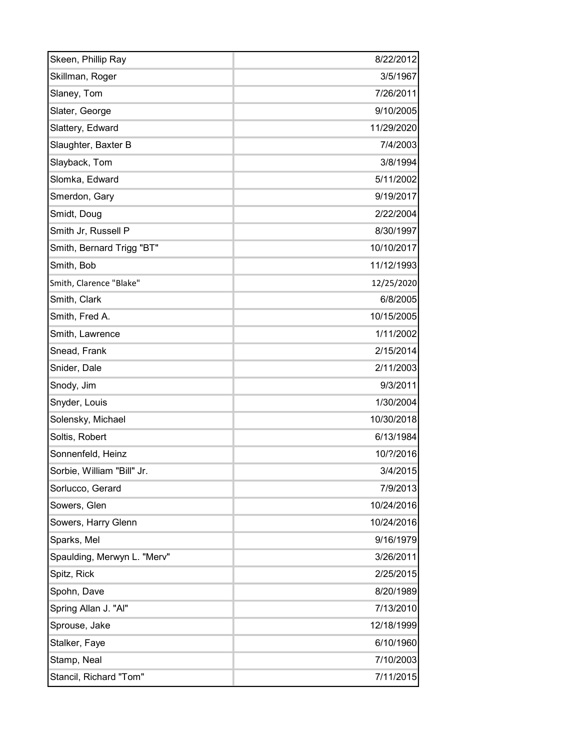| | |
|---|---|
| Skeen, Phillip Ray | 8/22/2012 |
| Skillman, Roger | 3/5/1967 |
| Slaney, Tom | 7/26/2011 |
| Slater, George | 9/10/2005 |
| Slattery, Edward | 11/29/2020 |
| Slaughter, Baxter B | 7/4/2003 |
| Slayback, Tom | 3/8/1994 |
| Slomka, Edward | 5/11/2002 |
| Smerdon, Gary | 9/19/2017 |
| Smidt, Doug | 2/22/2004 |
| Smith Jr, Russell P | 8/30/1997 |
| Smith, Bernard Trigg "BT" | 10/10/2017 |
| Smith, Bob | 11/12/1993 |
| Smith, Clarence "Blake" | 12/25/2020 |
| Smith, Clark | 6/8/2005 |
| Smith, Fred A. | 10/15/2005 |
| Smith, Lawrence | 1/11/2002 |
| Snead, Frank | 2/15/2014 |
| Snider, Dale | 2/11/2003 |
| Snody, Jim | 9/3/2011 |
| Snyder, Louis | 1/30/2004 |
| Solensky, Michael | 10/30/2018 |
| Soltis, Robert | 6/13/1984 |
| Sonnenfeld, Heinz | 10/?/2016 |
| Sorbie, William "Bill" Jr. | 3/4/2015 |
| Sorlucco, Gerard | 7/9/2013 |
| Sowers, Glen | 10/24/2016 |
| Sowers, Harry Glenn | 10/24/2016 |
| Sparks, Mel | 9/16/1979 |
| Spaulding, Merwyn L. "Merv" | 3/26/2011 |
| Spitz, Rick | 2/25/2015 |
| Spohn, Dave | 8/20/1989 |
| Spring Allan J. "Al" | 7/13/2010 |
| Sprouse, Jake | 12/18/1999 |
| Stalker, Faye | 6/10/1960 |
| Stamp, Neal | 7/10/2003 |
| Stancil, Richard "Tom" | 7/11/2015 |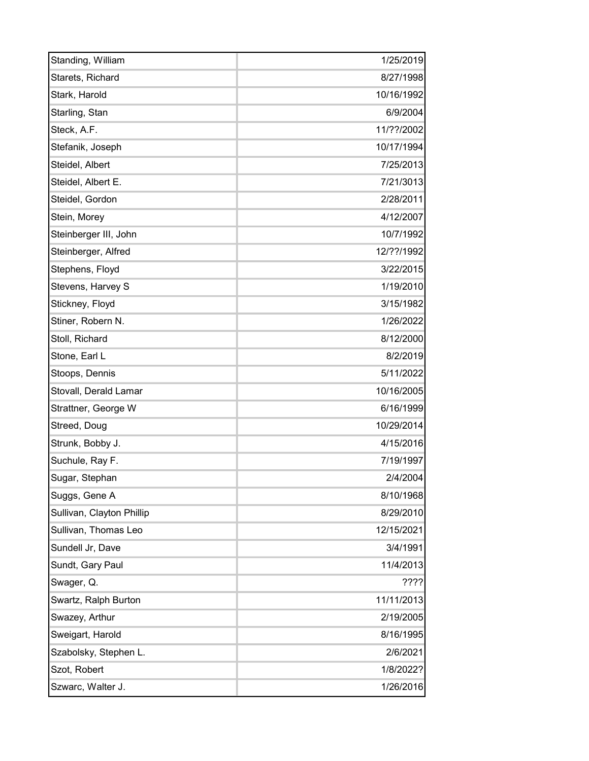| Standing, William | 1/25/2019 |
|---|---|
| Starets, Richard | 8/27/1998 |
| Stark, Harold | 10/16/1992 |
| Starling, Stan | 6/9/2004 |
| Steck, A.F. | 11/??/2002 |
| Stefanik, Joseph | 10/17/1994 |
| Steidel, Albert | 7/25/2013 |
| Steidel, Albert E. | 7/21/3013 |
| Steidel, Gordon | 2/28/2011 |
| Stein, Morey | 4/12/2007 |
| Steinberger III, John | 10/7/1992 |
| Steinberger, Alfred | 12/??/1992 |
| Stephens, Floyd | 3/22/2015 |
| Stevens, Harvey S | 1/19/2010 |
| Stickney, Floyd | 3/15/1982 |
| Stiner, Robern N. | 1/26/2022 |
| Stoll, Richard | 8/12/2000 |
| Stone, Earl L | 8/2/2019 |
| Stoops, Dennis | 5/11/2022 |
| Stovall, Derald Lamar | 10/16/2005 |
| Strattner, George W | 6/16/1999 |
| Streed, Doug | 10/29/2014 |
| Strunk, Bobby J. | 4/15/2016 |
| Suchule, Ray F. | 7/19/1997 |
| Sugar, Stephan | 2/4/2004 |
| Suggs, Gene A | 8/10/1968 |
| Sullivan, Clayton Phillip | 8/29/2010 |
| Sullivan, Thomas Leo | 12/15/2021 |
| Sundell Jr, Dave | 3/4/1991 |
| Sundt, Gary Paul | 11/4/2013 |
| Swager, Q. | ???? |
| Swartz, Ralph Burton | 11/11/2013 |
| Swazey, Arthur | 2/19/2005 |
| Sweigart, Harold | 8/16/1995 |
| Szabolsky, Stephen L. | 2/6/2021 |
| Szot, Robert | 1/8/2022? |
| Szwarc, Walter J. | 1/26/2016 |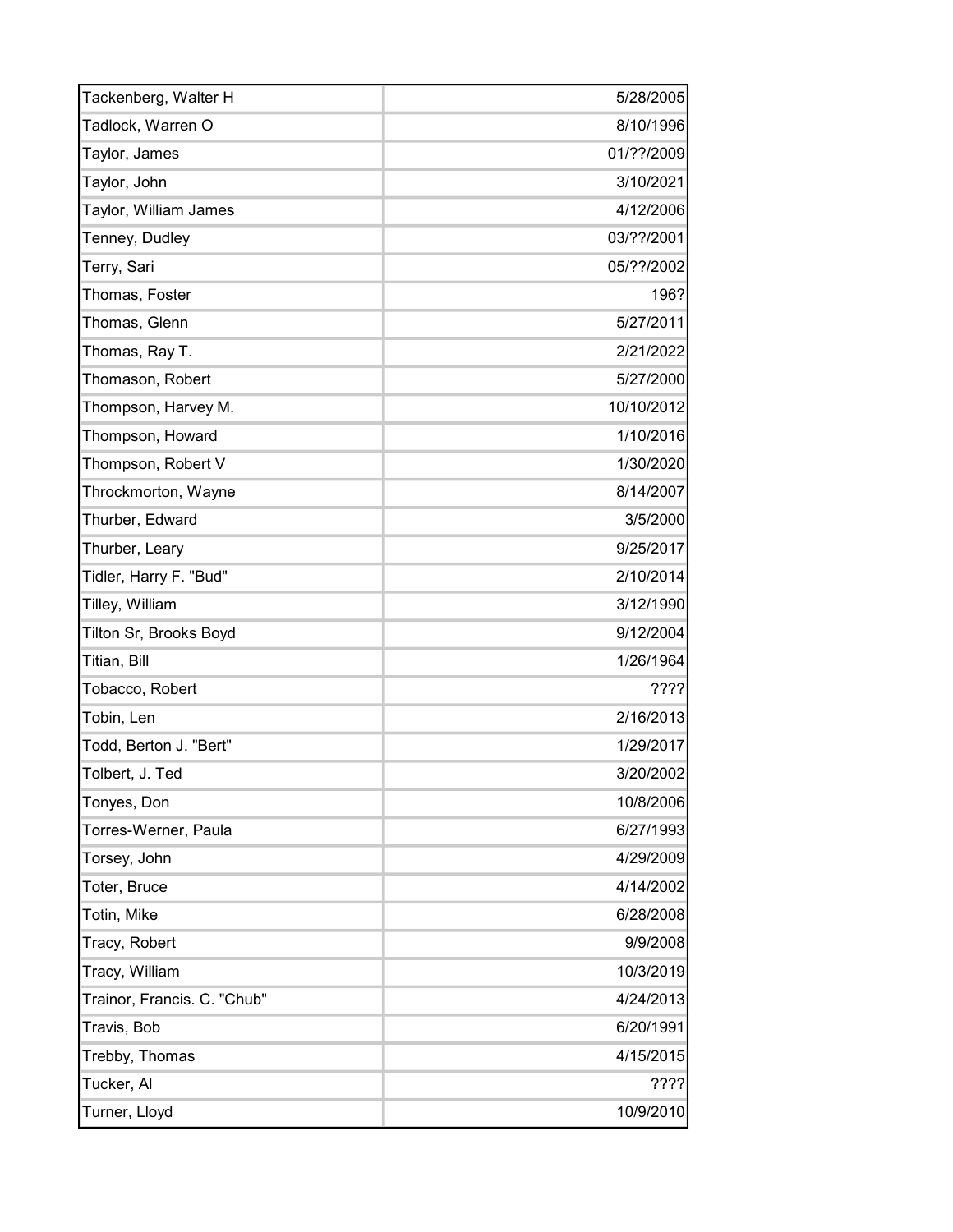| Tackenberg, Walter H | 5/28/2005 |
|---|---|
| Tadlock, Warren O | 8/10/1996 |
| Taylor, James | 01/??/2009 |
| Taylor, John | 3/10/2021 |
| Taylor, William James | 4/12/2006 |
| Tenney, Dudley | 03/??/2001 |
| Terry, Sari | 05/??/2002 |
| Thomas, Foster | 196? |
| Thomas, Glenn | 5/27/2011 |
| Thomas, Ray T. | 2/21/2022 |
| Thomason, Robert | 5/27/2000 |
| Thompson, Harvey M. | 10/10/2012 |
| Thompson, Howard | 1/10/2016 |
| Thompson, Robert V | 1/30/2020 |
| Throckmorton, Wayne | 8/14/2007 |
| Thurber, Edward | 3/5/2000 |
| Thurber, Leary | 9/25/2017 |
| Tidler, Harry F. "Bud" | 2/10/2014 |
| Tilley, William | 3/12/1990 |
| Tilton Sr, Brooks Boyd | 9/12/2004 |
| Titian, Bill | 1/26/1964 |
| Tobacco, Robert | ???? |
| Tobin, Len | 2/16/2013 |
| Todd, Berton J. "Bert" | 1/29/2017 |
| Tolbert, J. Ted | 3/20/2002 |
| Tonyes, Don | 10/8/2006 |
| Torres-Werner, Paula | 6/27/1993 |
| Torsey, John | 4/29/2009 |
| Toter, Bruce | 4/14/2002 |
| Totin, Mike | 6/28/2008 |
| Tracy, Robert | 9/9/2008 |
| Tracy, William | 10/3/2019 |
| Trainor, Francis. C. "Chub" | 4/24/2013 |
| Travis, Bob | 6/20/1991 |
| Trebby, Thomas | 4/15/2015 |
| Tucker, Al | ???? |
| Turner, Lloyd | 10/9/2010 |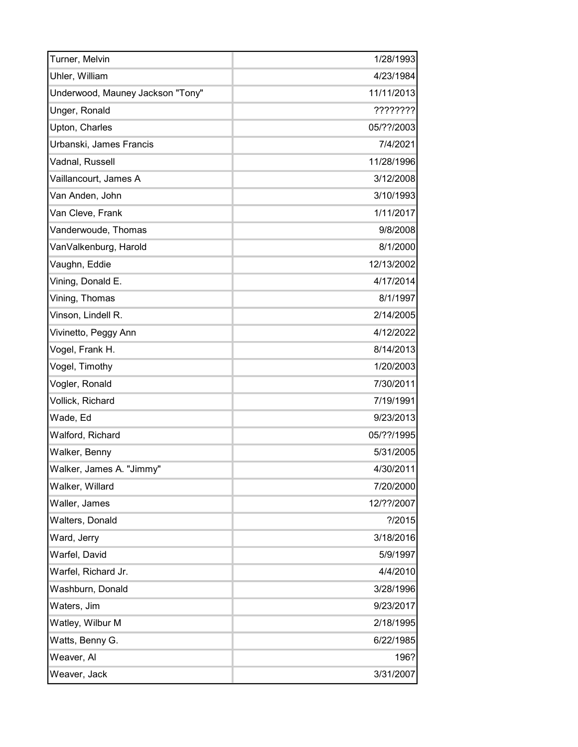| Name | Date |
|---|---|
| Turner, Melvin | 1/28/1993 |
| Uhler, William | 4/23/1984 |
| Underwood, Mauney Jackson "Tony" | 11/11/2013 |
| Unger, Ronald | ???????? |
| Upton, Charles | 05/??/2003 |
| Urbanski, James Francis | 7/4/2021 |
| Vadnal, Russell | 11/28/1996 |
| Vaillancourt, James A | 3/12/2008 |
| Van Anden, John | 3/10/1993 |
| Van Cleve, Frank | 1/11/2017 |
| Vanderwoude, Thomas | 9/8/2008 |
| VanValkenburg, Harold | 8/1/2000 |
| Vaughn, Eddie | 12/13/2002 |
| Vining, Donald E. | 4/17/2014 |
| Vining, Thomas | 8/1/1997 |
| Vinson, Lindell R. | 2/14/2005 |
| Vivinetto, Peggy Ann | 4/12/2022 |
| Vogel, Frank H. | 8/14/2013 |
| Vogel, Timothy | 1/20/2003 |
| Vogler, Ronald | 7/30/2011 |
| Vollick, Richard | 7/19/1991 |
| Wade, Ed | 9/23/2013 |
| Walford, Richard | 05/??/1995 |
| Walker, Benny | 5/31/2005 |
| Walker, James A. "Jimmy" | 4/30/2011 |
| Walker, Willard | 7/20/2000 |
| Waller, James | 12/??/2007 |
| Walters, Donald | ?/2015 |
| Ward, Jerry | 3/18/2016 |
| Warfel, David | 5/9/1997 |
| Warfel, Richard Jr. | 4/4/2010 |
| Washburn, Donald | 3/28/1996 |
| Waters, Jim | 9/23/2017 |
| Watley, Wilbur M | 2/18/1995 |
| Watts, Benny G. | 6/22/1985 |
| Weaver, Al | 196? |
| Weaver, Jack | 3/31/2007 |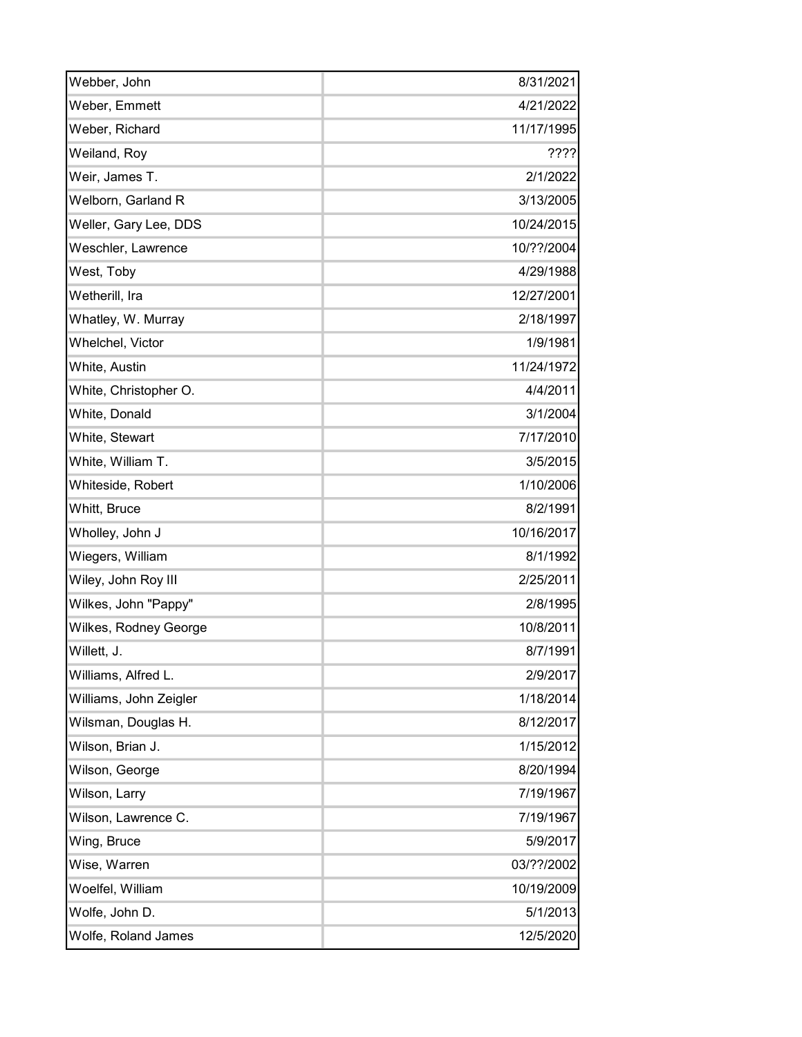| | |
|---|---|
| Webber, John | 8/31/2021 |
| Weber, Emmett | 4/21/2022 |
| Weber, Richard | 11/17/1995 |
| Weiland, Roy | ???? |
| Weir, James T. | 2/1/2022 |
| Welborn, Garland R | 3/13/2005 |
| Weller, Gary Lee, DDS | 10/24/2015 |
| Weschler, Lawrence | 10/??/2004 |
| West, Toby | 4/29/1988 |
| Wetherill, Ira | 12/27/2001 |
| Whatley, W. Murray | 2/18/1997 |
| Whelchel, Victor | 1/9/1981 |
| White, Austin | 11/24/1972 |
| White, Christopher O. | 4/4/2011 |
| White, Donald | 3/1/2004 |
| White, Stewart | 7/17/2010 |
| White, William T. | 3/5/2015 |
| Whiteside, Robert | 1/10/2006 |
| Whitt, Bruce | 8/2/1991 |
| Wholley, John J | 10/16/2017 |
| Wiegers, William | 8/1/1992 |
| Wiley, John Roy III | 2/25/2011 |
| Wilkes, John "Pappy" | 2/8/1995 |
| Wilkes, Rodney George | 10/8/2011 |
| Willett, J. | 8/7/1991 |
| Williams, Alfred L. | 2/9/2017 |
| Williams, John Zeigler | 1/18/2014 |
| Wilsman, Douglas H. | 8/12/2017 |
| Wilson, Brian J. | 1/15/2012 |
| Wilson, George | 8/20/1994 |
| Wilson, Larry | 7/19/1967 |
| Wilson, Lawrence C. | 7/19/1967 |
| Wing, Bruce | 5/9/2017 |
| Wise, Warren | 03/??/2002 |
| Woelfel, William | 10/19/2009 |
| Wolfe, John D. | 5/1/2013 |
| Wolfe, Roland James | 12/5/2020 |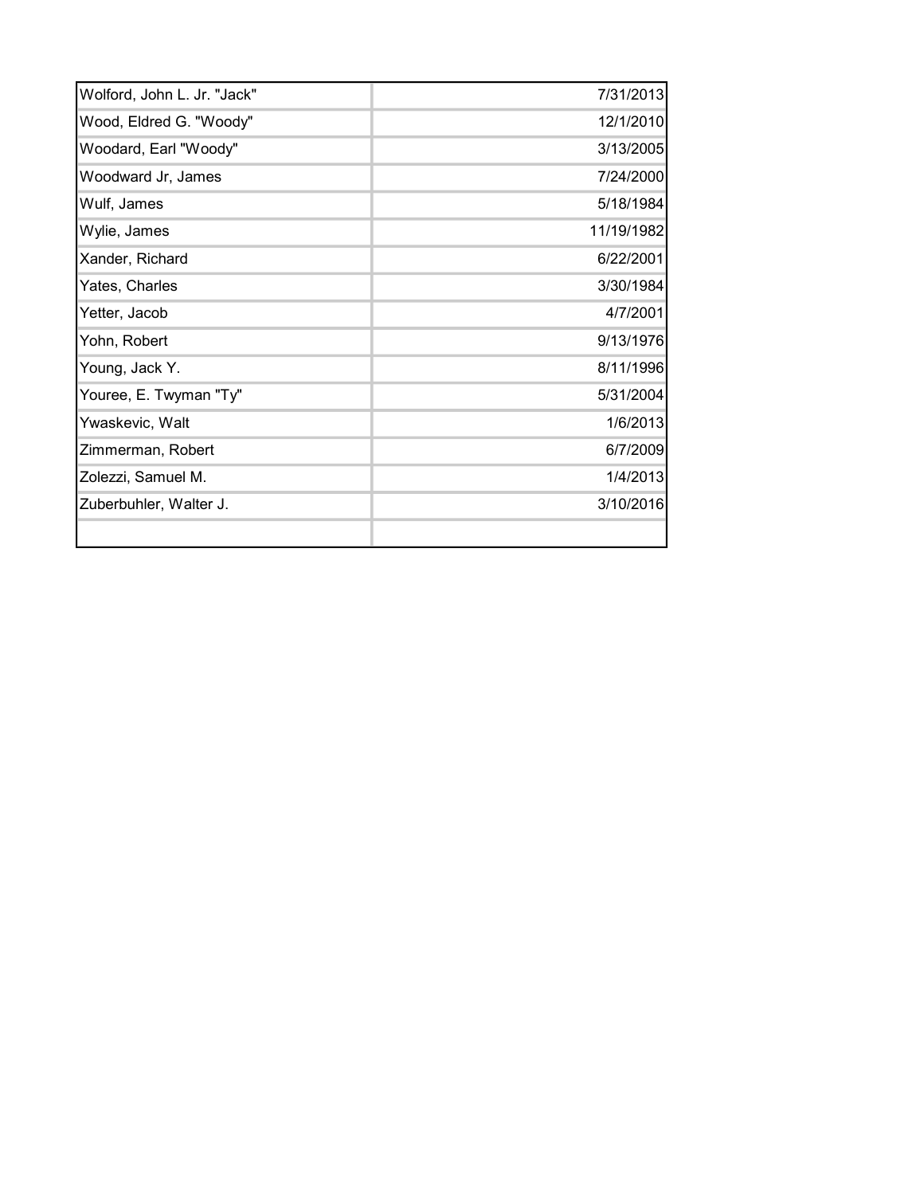| | |
|---|---|
| Wolford, John L. Jr. "Jack" | 7/31/2013 |
| Wood, Eldred G. "Woody" | 12/1/2010 |
| Woodard, Earl "Woody" | 3/13/2005 |
| Woodward Jr, James | 7/24/2000 |
| Wulf, James | 5/18/1984 |
| Wylie, James | 11/19/1982 |
| Xander, Richard | 6/22/2001 |
| Yates, Charles | 3/30/1984 |
| Yetter, Jacob | 4/7/2001 |
| Yohn, Robert | 9/13/1976 |
| Young, Jack Y. | 8/11/1996 |
| Youree, E. Twyman "Ty" | 5/31/2004 |
| Ywaskevic, Walt | 1/6/2013 |
| Zimmerman, Robert | 6/7/2009 |
| Zolezzi, Samuel M. | 1/4/2013 |
| Zuberbuhler, Walter J. | 3/10/2016 |
| | |